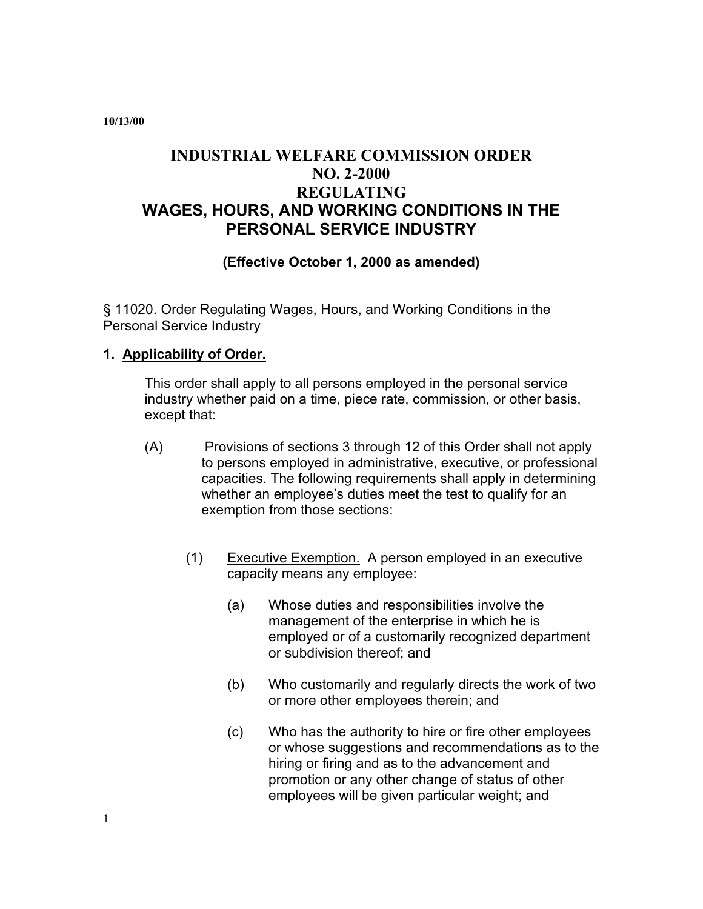10/13/00

# INDUSTRIAL WELFARE COMMISSION ORDER NO. 2-2000 REGULATING WAGES, HOURS, AND WORKING CONDITIONS IN THE PERSONAL SERVICE INDUSTRY

**(Effective October 1, 2000 as amended)**

§ 11020. Order Regulating Wages, Hours, and Working Conditions in the Personal Service Industry

## 1. Applicability of Order.

This order shall apply to all persons employed in the personal service industry whether paid on a time, piece rate, commission, or other basis, except that:

(A) Provisions of sections 3 through 12 of this Order shall not apply to persons employed in administrative, executive, or professional capacities. The following requirements shall apply in determining whether an employee's duties meet the test to qualify for an exemption from those sections:

(1) Executive Exemption. A person employed in an executive capacity means any employee:

(a) Whose duties and responsibilities involve the management of the enterprise in which he is employed or of a customarily recognized department or subdivision thereof; and

(b) Who customarily and regularly directs the work of two or more other employees therein; and

(c) Who has the authority to hire or fire other employees or whose suggestions and recommendations as to the hiring or firing and as to the advancement and promotion or any other change of status of other employees will be given particular weight; and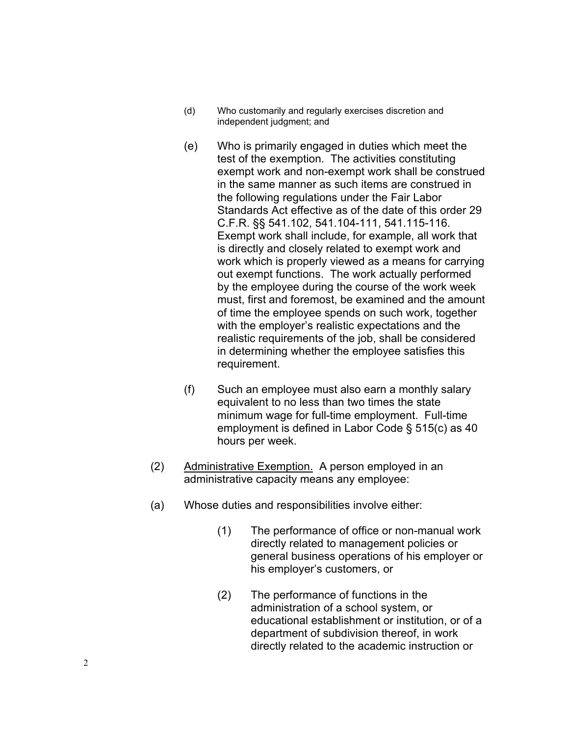(d) Who customarily and regularly exercises discretion and independent judgment; and

(e) Who is primarily engaged in duties which meet the test of the exemption. The activities constituting exempt work and non-exempt work shall be construed in the same manner as such items are construed in the following regulations under the Fair Labor Standards Act effective as of the date of this order 29 C.F.R. §§ 541.102, 541.104-111, 541.115-116. Exempt work shall include, for example, all work that is directly and closely related to exempt work and work which is properly viewed as a means for carrying out exempt functions. The work actually performed by the employee during the course of the work week must, first and foremost, be examined and the amount of time the employee spends on such work, together with the employer's realistic expectations and the realistic requirements of the job, shall be considered in determining whether the employee satisfies this requirement.

(f) Such an employee must also earn a monthly salary equivalent to no less than two times the state minimum wage for full-time employment. Full-time employment is defined in Labor Code § 515(c) as 40 hours per week.

(2) <u>Administrative Exemption.</u> A person employed in an administrative capacity means any employee:

(a) Whose duties and responsibilities involve either:

(1) The performance of office or non-manual work directly related to management policies or general business operations of his employer or his employer's customers, or

(2) The performance of functions in the administration of a school system, or educational establishment or institution, or of a department of subdivision thereof, in work directly related to the academic instruction or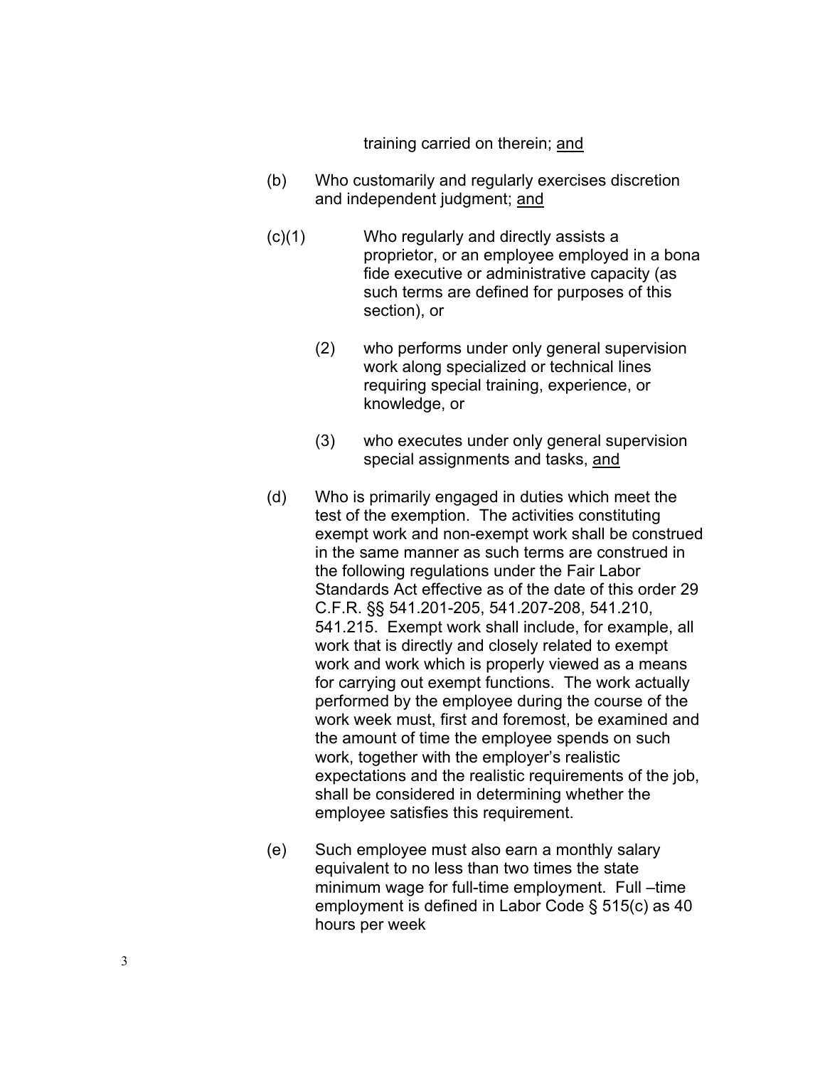training carried on therein; <u>and</u>

(b) Who customarily and regularly exercises discretion and independent judgment; <u>and</u>

(c)(1) Who regularly and directly assists a proprietor, or an employee employed in a bona fide executive or administrative capacity (as such terms are defined for purposes of this section), or

(2) who performs under only general supervision work along specialized or technical lines requiring special training, experience, or knowledge, or

(3) who executes under only general supervision special assignments and tasks, <u>and</u>

(d) Who is primarily engaged in duties which meet the test of the exemption. The activities constituting exempt work and non-exempt work shall be construed in the same manner as such terms are construed in the following regulations under the Fair Labor Standards Act effective as of the date of this order 29 C.F.R. §§ 541.201-205, 541.207-208, 541.210, 541.215. Exempt work shall include, for example, all work that is directly and closely related to exempt work and work which is properly viewed as a means for carrying out exempt functions. The work actually performed by the employee during the course of the work week must, first and foremost, be examined and the amount of time the employee spends on such work, together with the employer's realistic expectations and the realistic requirements of the job, shall be considered in determining whether the employee satisfies this requirement.

(e) Such employee must also earn a monthly salary equivalent to no less than two times the state minimum wage for full-time employment. Full –time employment is defined in Labor Code § 515(c) as 40 hours per week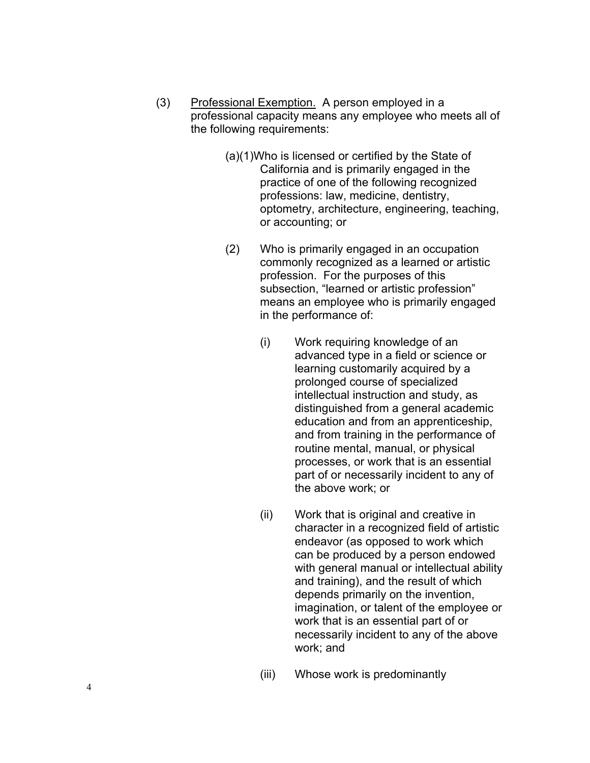(3) <u>Professional Exemption.</u> A person employed in a professional capacity means any employee who meets all of the following requirements:

(a)(1) Who is licensed or certified by the State of California and is primarily engaged in the practice of one of the following recognized professions: law, medicine, dentistry, optometry, architecture, engineering, teaching, or accounting; or

(2) Who is primarily engaged in an occupation commonly recognized as a learned or artistic profession. For the purposes of this subsection, "learned or artistic profession" means an employee who is primarily engaged in the performance of:

(i) Work requiring knowledge of an advanced type in a field or science or learning customarily acquired by a prolonged course of specialized intellectual instruction and study, as distinguished from a general academic education and from an apprenticeship, and from training in the performance of routine mental, manual, or physical processes, or work that is an essential part of or necessarily incident to any of the above work; or

(ii) Work that is original and creative in character in a recognized field of artistic endeavor (as opposed to work which can be produced by a person endowed with general manual or intellectual ability and training), and the result of which depends primarily on the invention, imagination, or talent of the employee or work that is an essential part of or necessarily incident to any of the above work; and

(iii) Whose work is predominantly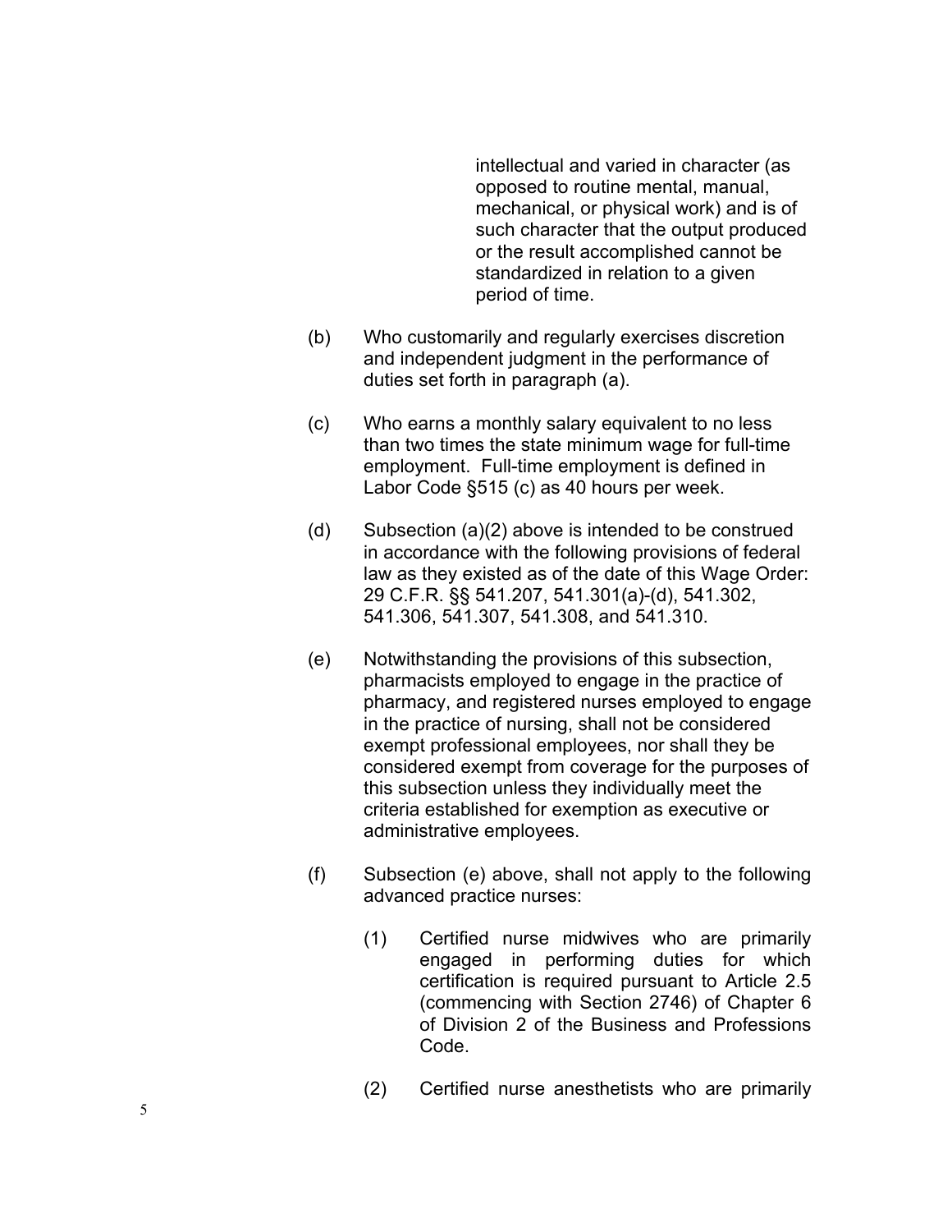intellectual and varied in character (as opposed to routine mental, manual, mechanical, or physical work) and is of such character that the output produced or the result accomplished cannot be standardized in relation to a given period of time.

(b) Who customarily and regularly exercises discretion and independent judgment in the performance of duties set forth in paragraph (a).

(c) Who earns a monthly salary equivalent to no less than two times the state minimum wage for full-time employment. Full-time employment is defined in Labor Code §515 (c) as 40 hours per week.

(d) Subsection (a)(2) above is intended to be construed in accordance with the following provisions of federal law as they existed as of the date of this Wage Order: 29 C.F.R. §§ 541.207, 541.301(a)-(d), 541.302, 541.306, 541.307, 541.308, and 541.310.

(e) Notwithstanding the provisions of this subsection, pharmacists employed to engage in the practice of pharmacy, and registered nurses employed to engage in the practice of nursing, shall not be considered exempt professional employees, nor shall they be considered exempt from coverage for the purposes of this subsection unless they individually meet the criteria established for exemption as executive or administrative employees.

(f) Subsection (e) above, shall not apply to the following advanced practice nurses:

(1) Certified nurse midwives who are primarily engaged in performing duties for which certification is required pursuant to Article 2.5 (commencing with Section 2746) of Chapter 6 of Division 2 of the Business and Professions Code.

(2) Certified nurse anesthetists who are primarily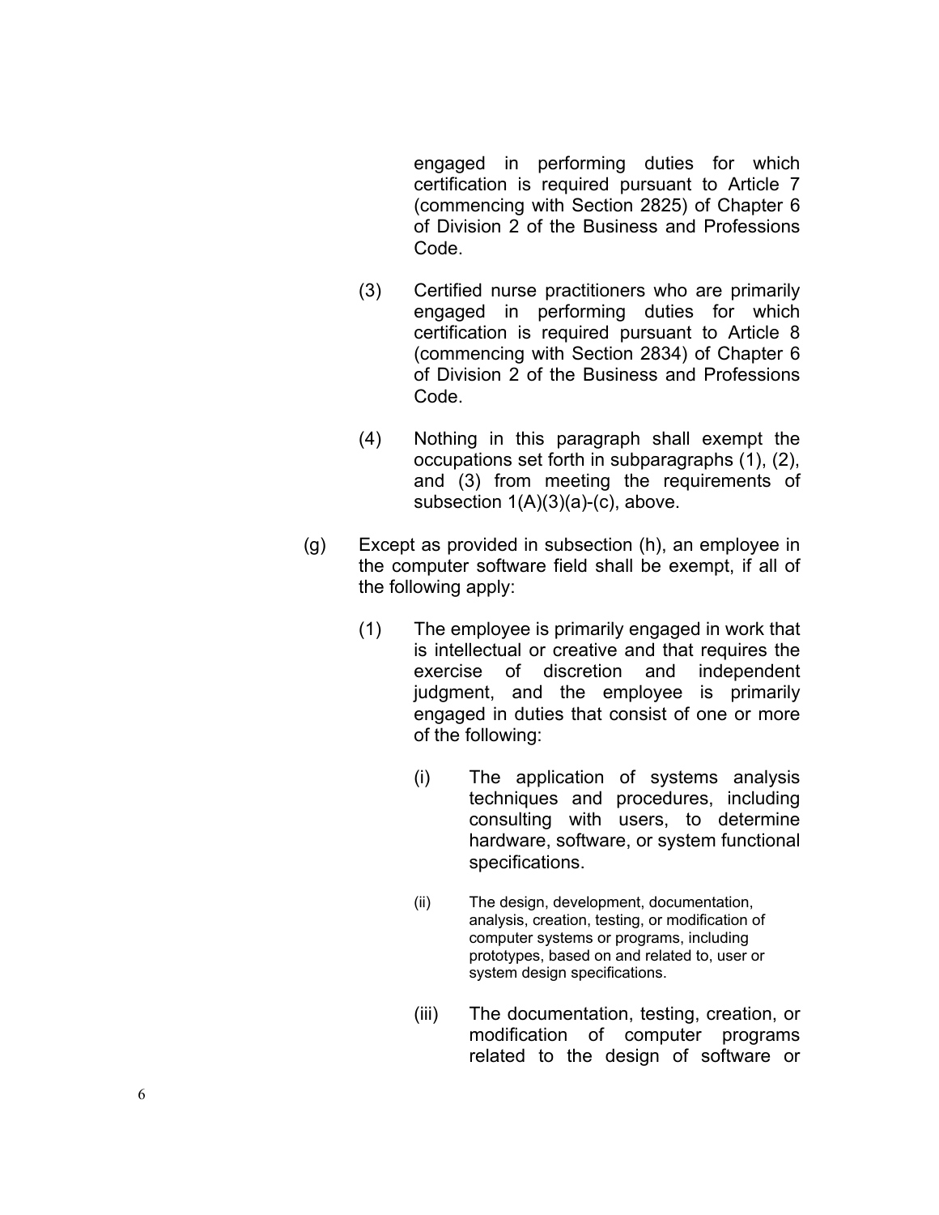engaged in performing duties for which certification is required pursuant to Article 7 (commencing with Section 2825) of Chapter 6 of Division 2 of the Business and Professions Code.

(3) Certified nurse practitioners who are primarily engaged in performing duties for which certification is required pursuant to Article 8 (commencing with Section 2834) of Chapter 6 of Division 2 of the Business and Professions Code.

(4) Nothing in this paragraph shall exempt the occupations set forth in subparagraphs (1), (2), and (3) from meeting the requirements of subsection 1(A)(3)(a)-(c), above.

(g) Except as provided in subsection (h), an employee in the computer software field shall be exempt, if all of the following apply:

(1) The employee is primarily engaged in work that is intellectual or creative and that requires the exercise of discretion and independent judgment, and the employee is primarily engaged in duties that consist of one or more of the following:

(i) The application of systems analysis techniques and procedures, including consulting with users, to determine hardware, software, or system functional specifications.

(ii) The design, development, documentation, analysis, creation, testing, or modification of computer systems or programs, including prototypes, based on and related to, user or system design specifications.

(iii) The documentation, testing, creation, or modification of computer programs related to the design of software or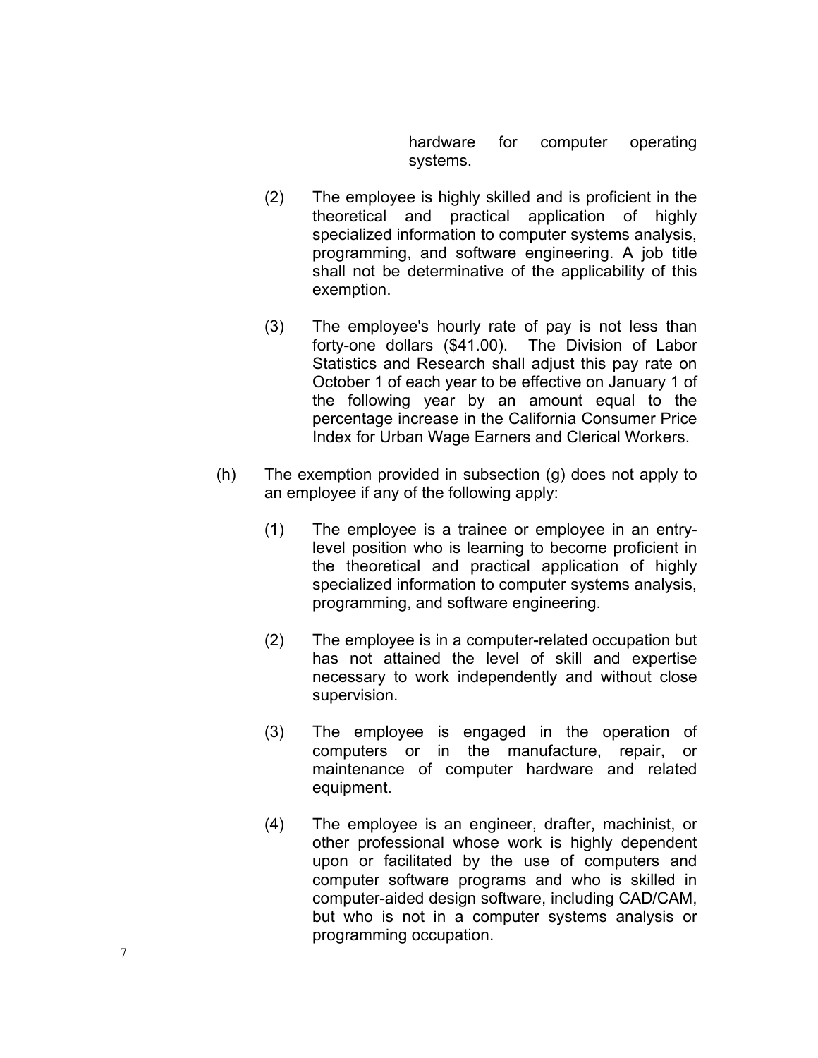hardware for computer operating systems.

(2) The employee is highly skilled and is proficient in the theoretical and practical application of highly specialized information to computer systems analysis, programming, and software engineering. A job title shall not be determinative of the applicability of this exemption.

(3) The employee's hourly rate of pay is not less than forty-one dollars ($41.00). The Division of Labor Statistics and Research shall adjust this pay rate on October 1 of each year to be effective on January 1 of the following year by an amount equal to the percentage increase in the California Consumer Price Index for Urban Wage Earners and Clerical Workers.

(h) The exemption provided in subsection (g) does not apply to an employee if any of the following apply:

(1) The employee is a trainee or employee in an entry-level position who is learning to become proficient in the theoretical and practical application of highly specialized information to computer systems analysis, programming, and software engineering.

(2) The employee is in a computer-related occupation but has not attained the level of skill and expertise necessary to work independently and without close supervision.

(3) The employee is engaged in the operation of computers or in the manufacture, repair, or maintenance of computer hardware and related equipment.

(4) The employee is an engineer, drafter, machinist, or other professional whose work is highly dependent upon or facilitated by the use of computers and computer software programs and who is skilled in computer-aided design software, including CAD/CAM, but who is not in a computer systems analysis or programming occupation.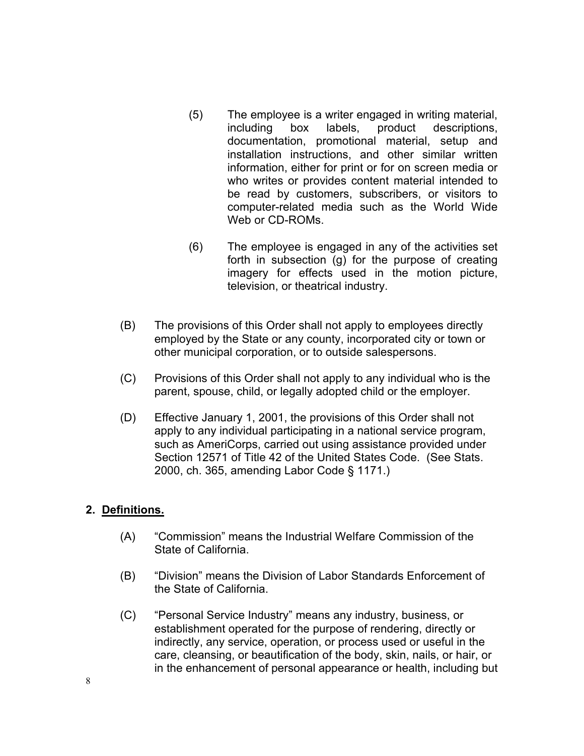(5) The employee is a writer engaged in writing material, including box labels, product descriptions, documentation, promotional material, setup and installation instructions, and other similar written information, either for print or for on screen media or who writes or provides content material intended to be read by customers, subscribers, or visitors to computer-related media such as the World Wide Web or CD-ROMs.

(6) The employee is engaged in any of the activities set forth in subsection (g) for the purpose of creating imagery for effects used in the motion picture, television, or theatrical industry.

(B) The provisions of this Order shall not apply to employees directly employed by the State or any county, incorporated city or town or other municipal corporation, or to outside salespersons.

(C) Provisions of this Order shall not apply to any individual who is the parent, spouse, child, or legally adopted child or the employer.

(D) Effective January 1, 2001, the provisions of this Order shall not apply to any individual participating in a national service program, such as AmeriCorps, carried out using assistance provided under Section 12571 of Title 42 of the United States Code. (See Stats. 2000, ch. 365, amending Labor Code § 1171.)

**2. <u>Definitions.</u>**

(A) "Commission" means the Industrial Welfare Commission of the State of California.

(B) "Division" means the Division of Labor Standards Enforcement of the State of California.

(C) "Personal Service Industry" means any industry, business, or establishment operated for the purpose of rendering, directly or indirectly, any service, operation, or process used or useful in the care, cleansing, or beautification of the body, skin, nails, or hair, or in the enhancement of personal appearance or health, including but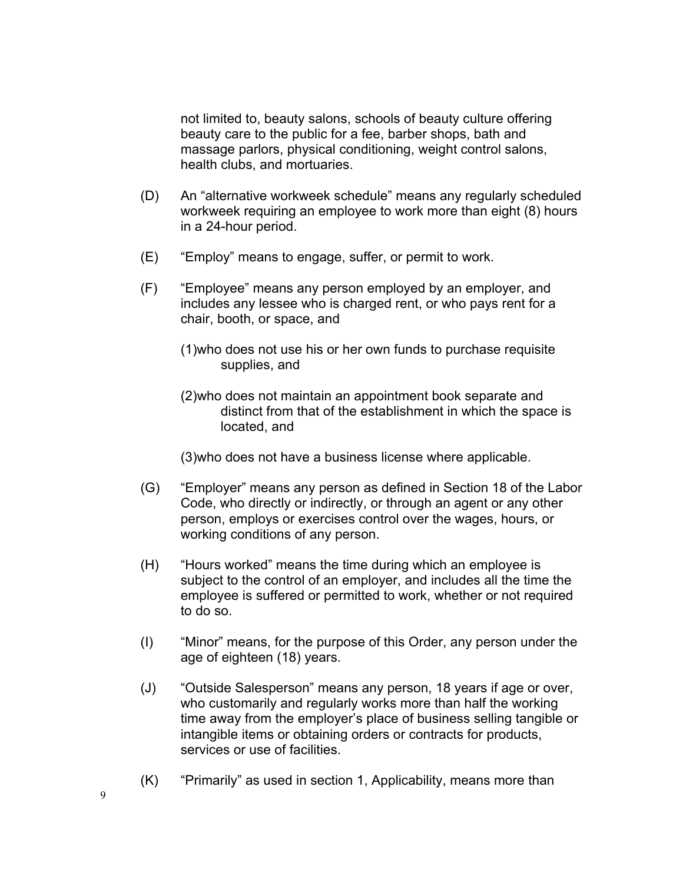not limited to, beauty salons, schools of beauty culture offering beauty care to the public for a fee, barber shops, bath and massage parlors, physical conditioning, weight control salons, health clubs, and mortuaries.

(D) An “alternative workweek schedule” means any regularly scheduled workweek requiring an employee to work more than eight (8) hours in a 24-hour period.

(E) “Employ” means to engage, suffer, or permit to work.

(F) “Employee” means any person employed by an employer, and includes any lessee who is charged rent, or who pays rent for a chair, booth, or space, and

(1)who does not use his or her own funds to purchase requisite supplies, and

(2)who does not maintain an appointment book separate and distinct from that of the establishment in which the space is located, and

(3)who does not have a business license where applicable.

(G) “Employer” means any person as defined in Section 18 of the Labor Code, who directly or indirectly, or through an agent or any other person, employs or exercises control over the wages, hours, or working conditions of any person.

(H) “Hours worked” means the time during which an employee is subject to the control of an employer, and includes all the time the employee is suffered or permitted to work, whether or not required to do so.

(I) “Minor” means, for the purpose of this Order, any person under the age of eighteen (18) years.

(J) “Outside Salesperson” means any person, 18 years if age or over, who customarily and regularly works more than half the working time away from the employer’s place of business selling tangible or intangible items or obtaining orders or contracts for products, services or use of facilities.

(K) “Primarily” as used in section 1, Applicability, means more than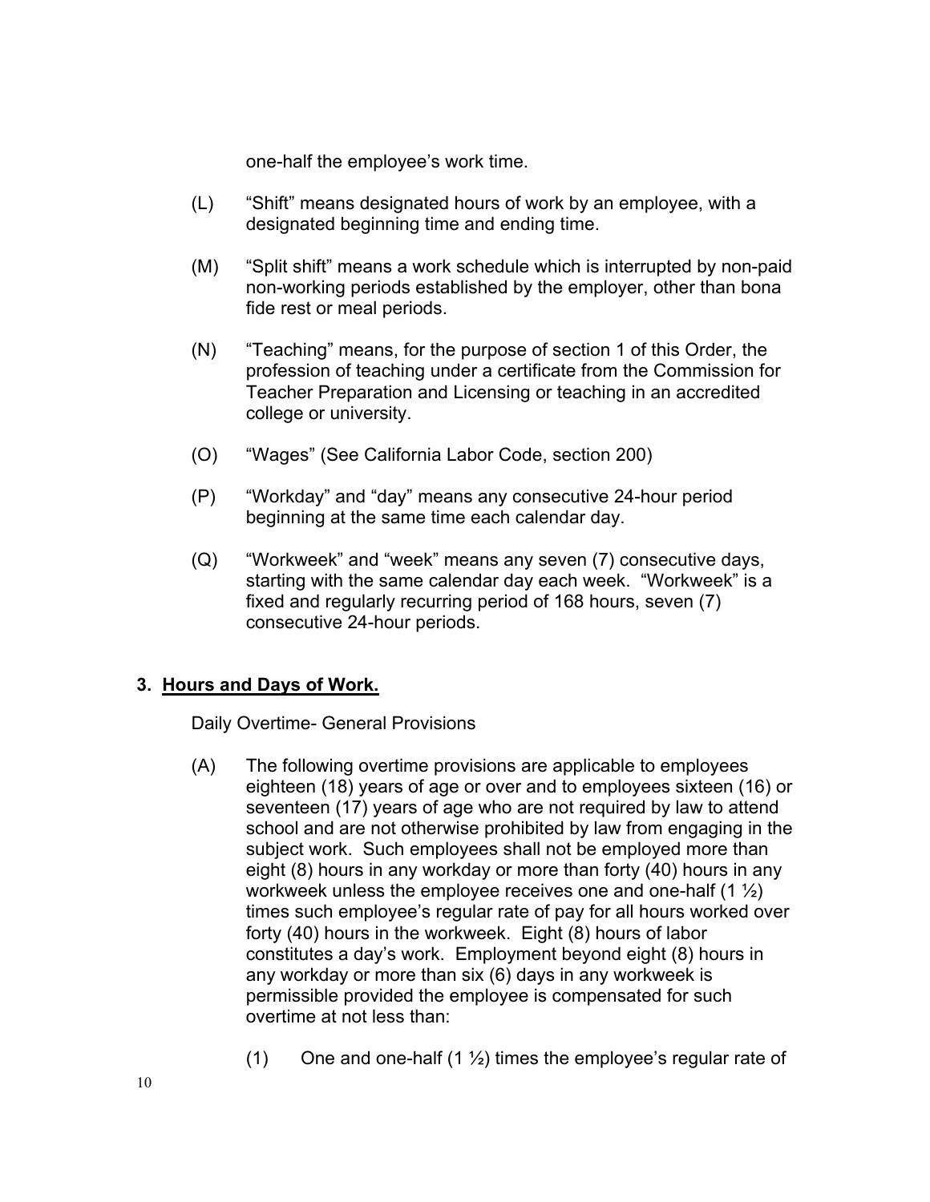one-half the employee’s work time.

(L) “Shift” means designated hours of work by an employee, with a designated beginning time and ending time.

(M) “Split shift” means a work schedule which is interrupted by non-paid non-working periods established by the employer, other than bona fide rest or meal periods.

(N) “Teaching” means, for the purpose of section 1 of this Order, the profession of teaching under a certificate from the Commission for Teacher Preparation and Licensing or teaching in an accredited college or university.

(O) “Wages” (See California Labor Code, section 200)

(P) “Workday” and “day” means any consecutive 24-hour period beginning at the same time each calendar day.

(Q) “Workweek” and “week” means any seven (7) consecutive days, starting with the same calendar day each week. “Workweek” is a fixed and regularly recurring period of 168 hours, seven (7) consecutive 24-hour periods.

## 3. <u>Hours and Days of Work.</u>

Daily Overtime- General Provisions

(A) The following overtime provisions are applicable to employees eighteen (18) years of age or over and to employees sixteen (16) or seventeen (17) years of age who are not required by law to attend school and are not otherwise prohibited by law from engaging in the subject work. Such employees shall not be employed more than eight (8) hours in any workday or more than forty (40) hours in any workweek unless the employee receives one and one-half (1 ½) times such employee’s regular rate of pay for all hours worked over forty (40) hours in the workweek. Eight (8) hours of labor constitutes a day’s work. Employment beyond eight (8) hours in any workday or more than six (6) days in any workweek is permissible provided the employee is compensated for such overtime at not less than:

(1) One and one-half (1 ½) times the employee’s regular rate of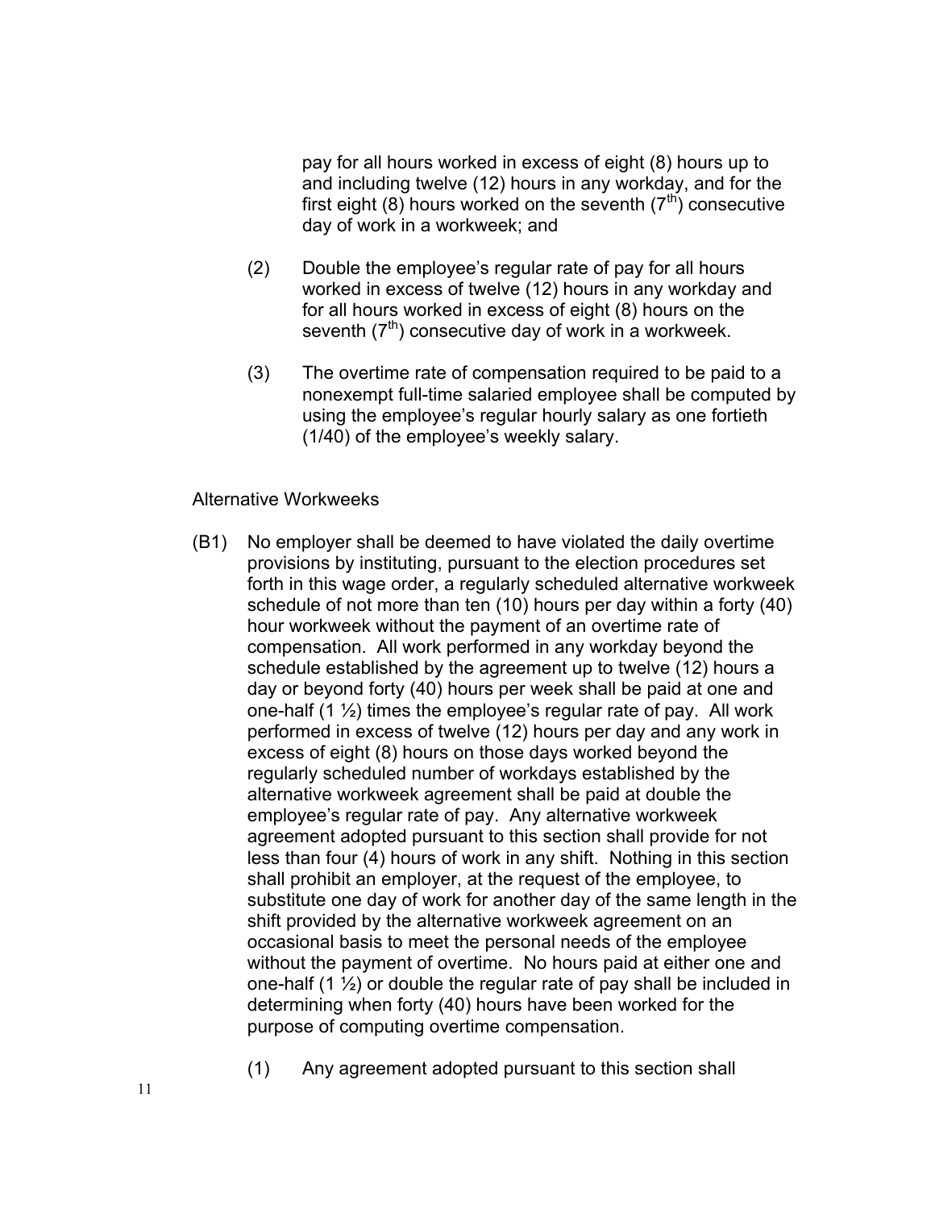pay for all hours worked in excess of eight (8) hours up to and including twelve (12) hours in any workday, and for the first eight (8) hours worked on the seventh (7th) consecutive day of work in a workweek; and

(2) Double the employee's regular rate of pay for all hours worked in excess of twelve (12) hours in any workday and for all hours worked in excess of eight (8) hours on the seventh (7th) consecutive day of work in a workweek.

(3) The overtime rate of compensation required to be paid to a nonexempt full-time salaried employee shall be computed by using the employee's regular hourly salary as one fortieth (1/40) of the employee's weekly salary.

Alternative Workweeks

(B1) No employer shall be deemed to have violated the daily overtime provisions by instituting, pursuant to the election procedures set forth in this wage order, a regularly scheduled alternative workweek schedule of not more than ten (10) hours per day within a forty (40) hour workweek without the payment of an overtime rate of compensation. All work performed in any workday beyond the schedule established by the agreement up to twelve (12) hours a day or beyond forty (40) hours per week shall be paid at one and one-half (1 ½) times the employee's regular rate of pay. All work performed in excess of twelve (12) hours per day and any work in excess of eight (8) hours on those days worked beyond the regularly scheduled number of workdays established by the alternative workweek agreement shall be paid at double the employee's regular rate of pay. Any alternative workweek agreement adopted pursuant to this section shall provide for not less than four (4) hours of work in any shift. Nothing in this section shall prohibit an employer, at the request of the employee, to substitute one day of work for another day of the same length in the shift provided by the alternative workweek agreement on an occasional basis to meet the personal needs of the employee without the payment of overtime. No hours paid at either one and one-half (1 ½) or double the regular rate of pay shall be included in determining when forty (40) hours have been worked for the purpose of computing overtime compensation.

(1) Any agreement adopted pursuant to this section shall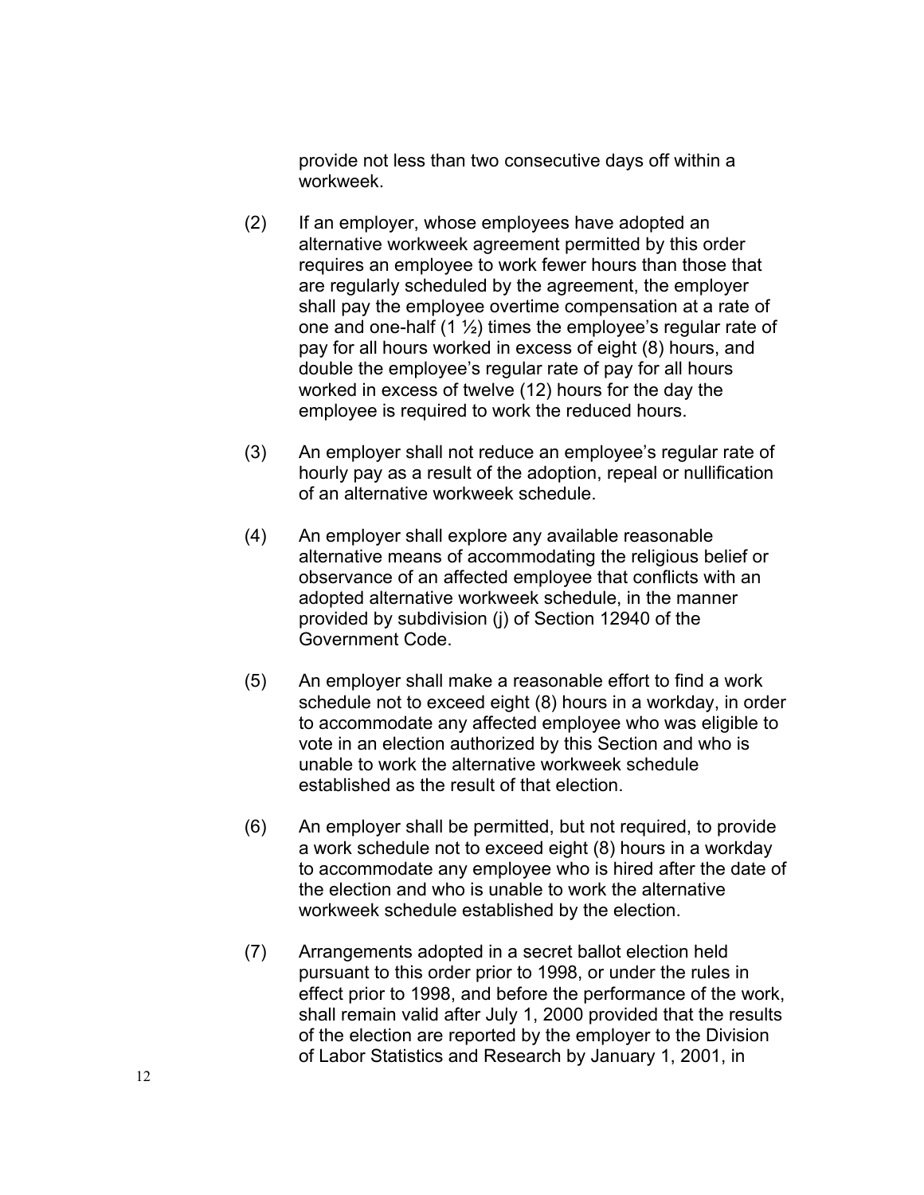provide not less than two consecutive days off within a workweek.

(2) If an employer, whose employees have adopted an alternative workweek agreement permitted by this order requires an employee to work fewer hours than those that are regularly scheduled by the agreement, the employer shall pay the employee overtime compensation at a rate of one and one-half (1 ½) times the employee's regular rate of pay for all hours worked in excess of eight (8) hours, and double the employee's regular rate of pay for all hours worked in excess of twelve (12) hours for the day the employee is required to work the reduced hours.

(3) An employer shall not reduce an employee's regular rate of hourly pay as a result of the adoption, repeal or nullification of an alternative workweek schedule.

(4) An employer shall explore any available reasonable alternative means of accommodating the religious belief or observance of an affected employee that conflicts with an adopted alternative workweek schedule, in the manner provided by subdivision (j) of Section 12940 of the Government Code.

(5) An employer shall make a reasonable effort to find a work schedule not to exceed eight (8) hours in a workday, in order to accommodate any affected employee who was eligible to vote in an election authorized by this Section and who is unable to work the alternative workweek schedule established as the result of that election.

(6) An employer shall be permitted, but not required, to provide a work schedule not to exceed eight (8) hours in a workday to accommodate any employee who is hired after the date of the election and who is unable to work the alternative workweek schedule established by the election.

(7) Arrangements adopted in a secret ballot election held pursuant to this order prior to 1998, or under the rules in effect prior to 1998, and before the performance of the work, shall remain valid after July 1, 2000 provided that the results of the election are reported by the employer to the Division of Labor Statistics and Research by January 1, 2001, in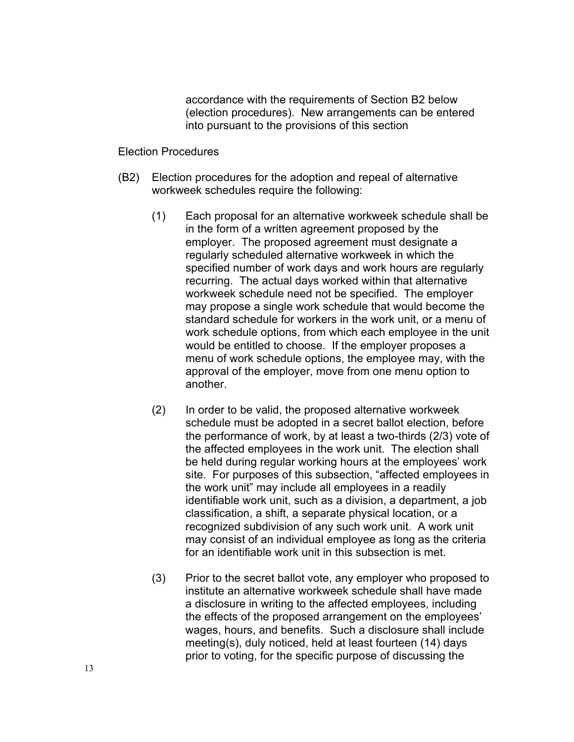accordance with the requirements of Section B2 below (election procedures). New arrangements can be entered into pursuant to the provisions of this section

Election Procedures

(B2) Election procedures for the adoption and repeal of alternative workweek schedules require the following:

(1) Each proposal for an alternative workweek schedule shall be in the form of a written agreement proposed by the employer. The proposed agreement must designate a regularly scheduled alternative workweek in which the specified number of work days and work hours are regularly recurring. The actual days worked within that alternative workweek schedule need not be specified. The employer may propose a single work schedule that would become the standard schedule for workers in the work unit, or a menu of work schedule options, from which each employee in the unit would be entitled to choose. If the employer proposes a menu of work schedule options, the employee may, with the approval of the employer, move from one menu option to another.

(2) In order to be valid, the proposed alternative workweek schedule must be adopted in a secret ballot election, before the performance of work, by at least a two-thirds (2/3) vote of the affected employees in the work unit. The election shall be held during regular working hours at the employees' work site. For purposes of this subsection, "affected employees in the work unit" may include all employees in a readily identifiable work unit, such as a division, a department, a job classification, a shift, a separate physical location, or a recognized subdivision of any such work unit. A work unit may consist of an individual employee as long as the criteria for an identifiable work unit in this subsection is met.

(3) Prior to the secret ballot vote, any employer who proposed to institute an alternative workweek schedule shall have made a disclosure in writing to the affected employees, including the effects of the proposed arrangement on the employees' wages, hours, and benefits. Such a disclosure shall include meeting(s), duly noticed, held at least fourteen (14) days prior to voting, for the specific purpose of discussing the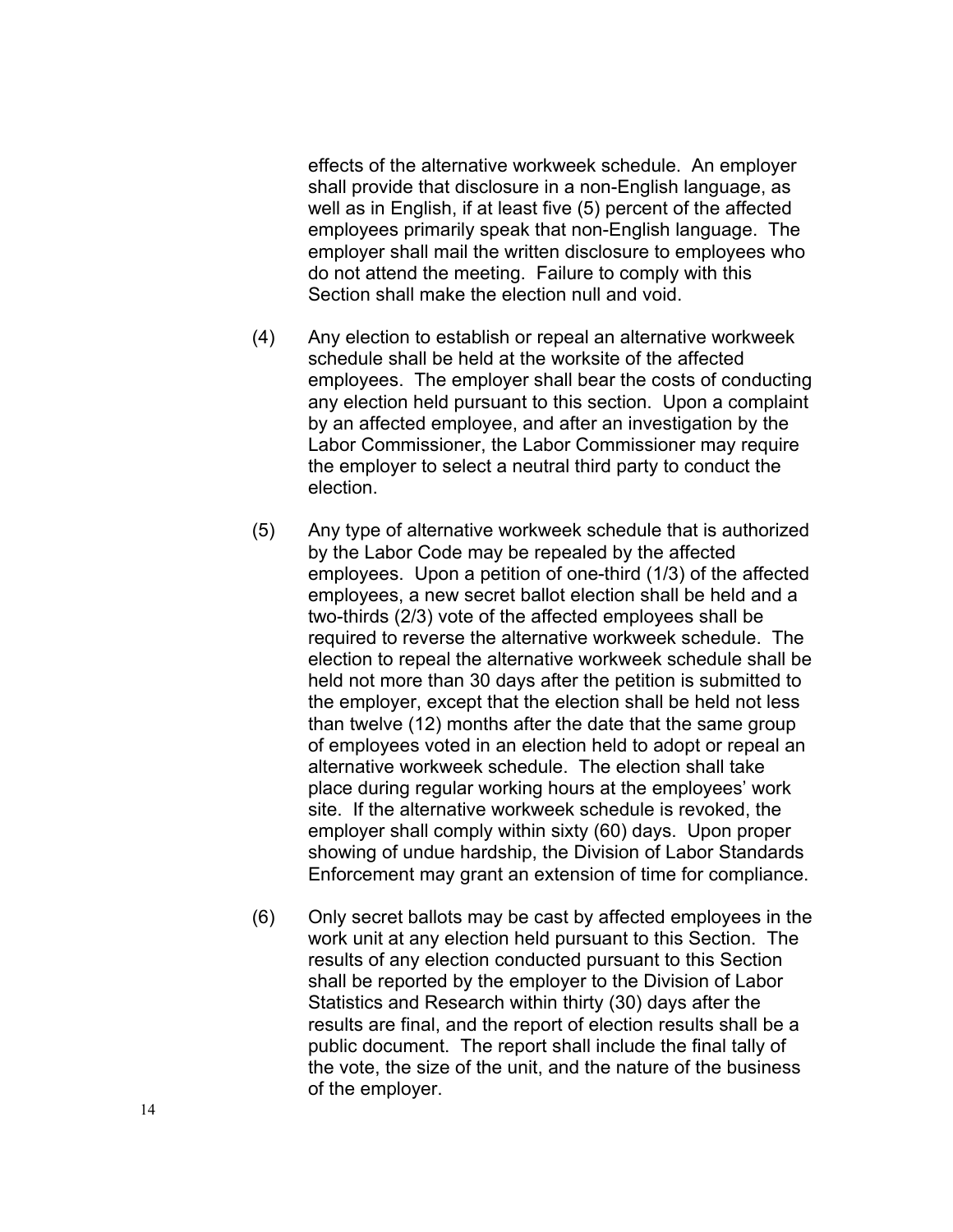effects of the alternative workweek schedule. An employer shall provide that disclosure in a non-English language, as well as in English, if at least five (5) percent of the affected employees primarily speak that non-English language. The employer shall mail the written disclosure to employees who do not attend the meeting. Failure to comply with this Section shall make the election null and void.

(4) Any election to establish or repeal an alternative workweek schedule shall be held at the worksite of the affected employees. The employer shall bear the costs of conducting any election held pursuant to this section. Upon a complaint by an affected employee, and after an investigation by the Labor Commissioner, the Labor Commissioner may require the employer to select a neutral third party to conduct the election.

(5) Any type of alternative workweek schedule that is authorized by the Labor Code may be repealed by the affected employees. Upon a petition of one-third (1/3) of the affected employees, a new secret ballot election shall be held and a two-thirds (2/3) vote of the affected employees shall be required to reverse the alternative workweek schedule. The election to repeal the alternative workweek schedule shall be held not more than 30 days after the petition is submitted to the employer, except that the election shall be held not less than twelve (12) months after the date that the same group of employees voted in an election held to adopt or repeal an alternative workweek schedule. The election shall take place during regular working hours at the employees' work site. If the alternative workweek schedule is revoked, the employer shall comply within sixty (60) days. Upon proper showing of undue hardship, the Division of Labor Standards Enforcement may grant an extension of time for compliance.

(6) Only secret ballots may be cast by affected employees in the work unit at any election held pursuant to this Section. The results of any election conducted pursuant to this Section shall be reported by the employer to the Division of Labor Statistics and Research within thirty (30) days after the results are final, and the report of election results shall be a public document. The report shall include the final tally of the vote, the size of the unit, and the nature of the business of the employer.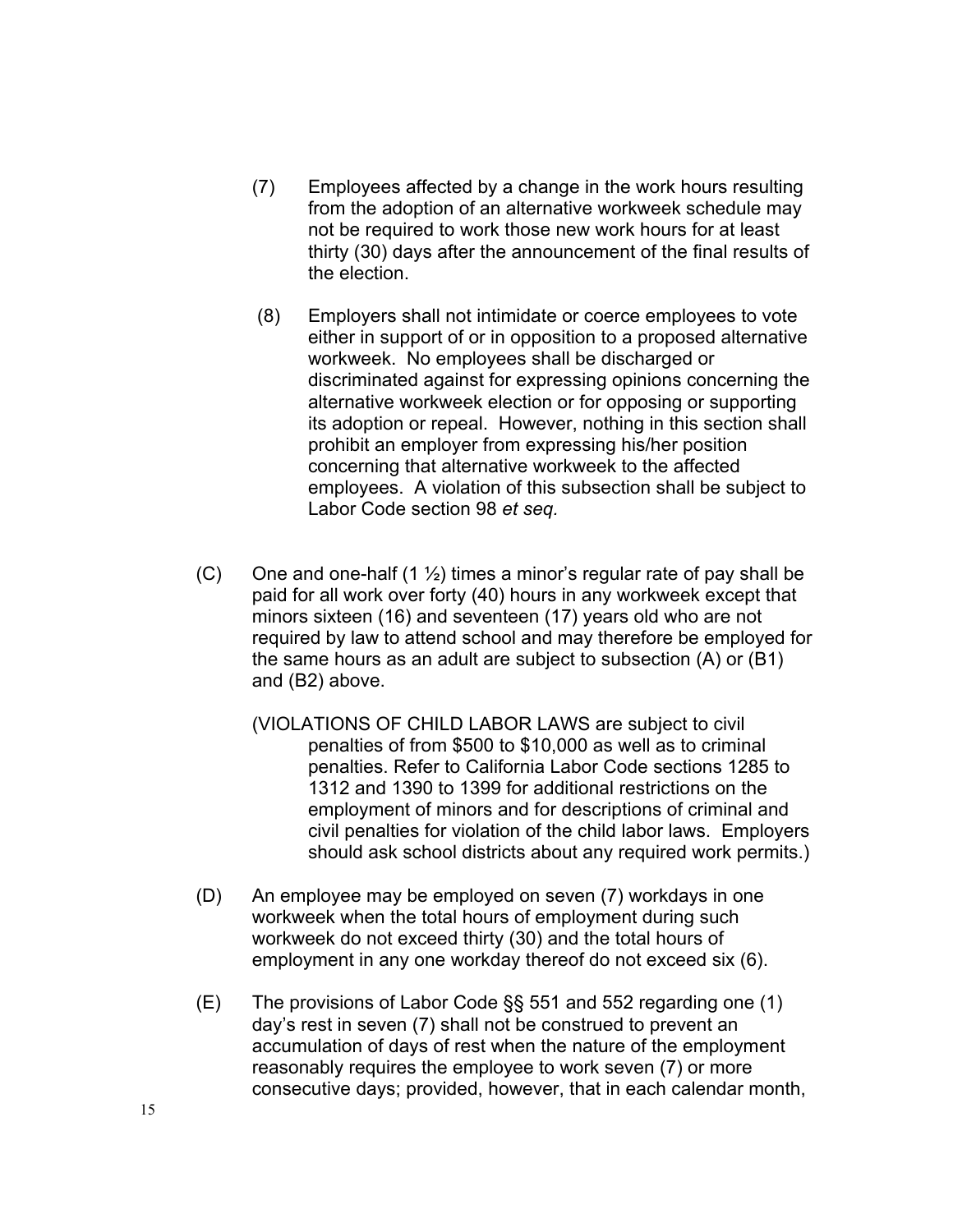(7) Employees affected by a change in the work hours resulting from the adoption of an alternative workweek schedule may not be required to work those new work hours for at least thirty (30) days after the announcement of the final results of the election.

(8) Employers shall not intimidate or coerce employees to vote either in support of or in opposition to a proposed alternative workweek. No employees shall be discharged or discriminated against for expressing opinions concerning the alternative workweek election or for opposing or supporting its adoption or repeal. However, nothing in this section shall prohibit an employer from expressing his/her position concerning that alternative workweek to the affected employees. A violation of this subsection shall be subject to Labor Code section 98 *et seq.*

(C) One and one-half (1 ½) times a minor's regular rate of pay shall be paid for all work over forty (40) hours in any workweek except that minors sixteen (16) and seventeen (17) years old who are not required by law to attend school and may therefore be employed for the same hours as an adult are subject to subsection (A) or (B1) and (B2) above.

(VIOLATIONS OF CHILD LABOR LAWS are subject to civil penalties of from $500 to $10,000 as well as to criminal penalties. Refer to California Labor Code sections 1285 to 1312 and 1390 to 1399 for additional restrictions on the employment of minors and for descriptions of criminal and civil penalties for violation of the child labor laws. Employers should ask school districts about any required work permits.)

(D) An employee may be employed on seven (7) workdays in one workweek when the total hours of employment during such workweek do not exceed thirty (30) and the total hours of employment in any one workday thereof do not exceed six (6).

(E) The provisions of Labor Code §§ 551 and 552 regarding one (1) day's rest in seven (7) shall not be construed to prevent an accumulation of days of rest when the nature of the employment reasonably requires the employee to work seven (7) or more consecutive days; provided, however, that in each calendar month,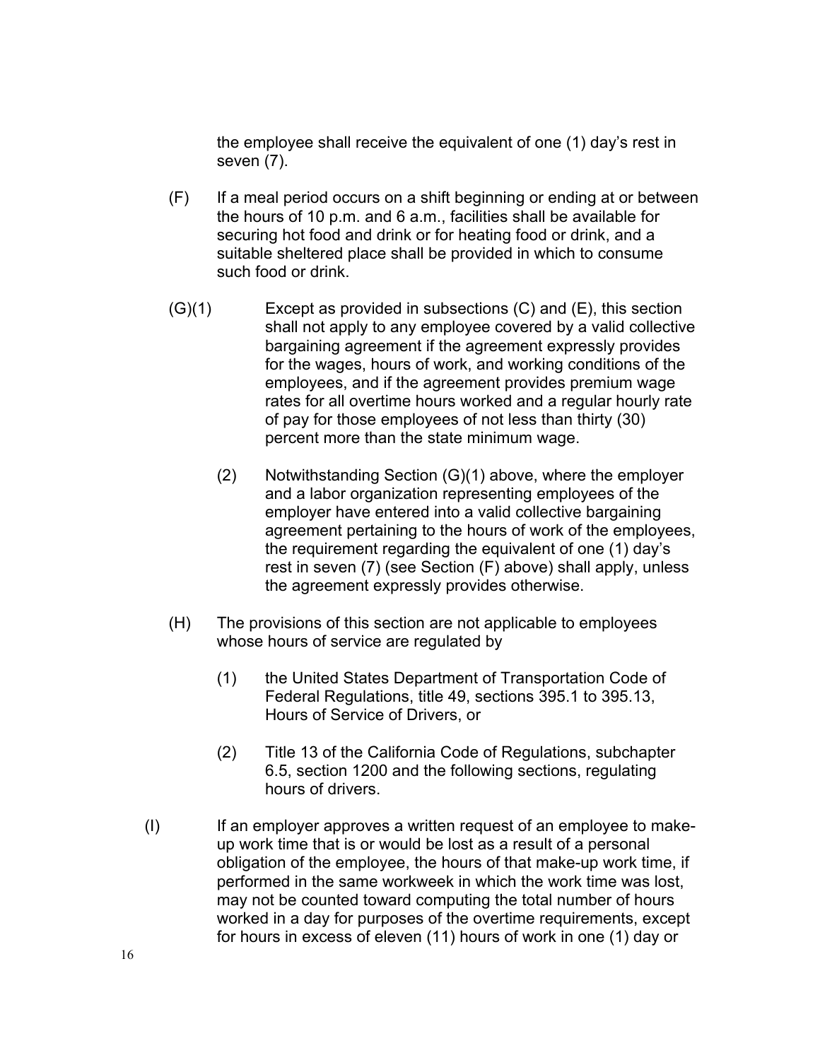the employee shall receive the equivalent of one (1) day's rest in seven (7).

(F) If a meal period occurs on a shift beginning or ending at or between the hours of 10 p.m. and 6 a.m., facilities shall be available for securing hot food and drink or for heating food or drink, and a suitable sheltered place shall be provided in which to consume such food or drink.

(G)(1) Except as provided in subsections (C) and (E), this section shall not apply to any employee covered by a valid collective bargaining agreement if the agreement expressly provides for the wages, hours of work, and working conditions of the employees, and if the agreement provides premium wage rates for all overtime hours worked and a regular hourly rate of pay for those employees of not less than thirty (30) percent more than the state minimum wage.

(2) Notwithstanding Section (G)(1) above, where the employer and a labor organization representing employees of the employer have entered into a valid collective bargaining agreement pertaining to the hours of work of the employees, the requirement regarding the equivalent of one (1) day's rest in seven (7) (see Section (F) above) shall apply, unless the agreement expressly provides otherwise.

(H) The provisions of this section are not applicable to employees whose hours of service are regulated by

(1) the United States Department of Transportation Code of Federal Regulations, title 49, sections 395.1 to 395.13, Hours of Service of Drivers, or

(2) Title 13 of the California Code of Regulations, subchapter 6.5, section 1200 and the following sections, regulating hours of drivers.

(I) If an employer approves a written request of an employee to make-up work time that is or would be lost as a result of a personal obligation of the employee, the hours of that make-up work time, if performed in the same workweek in which the work time was lost, may not be counted toward computing the total number of hours worked in a day for purposes of the overtime requirements, except for hours in excess of eleven (11) hours of work in one (1) day or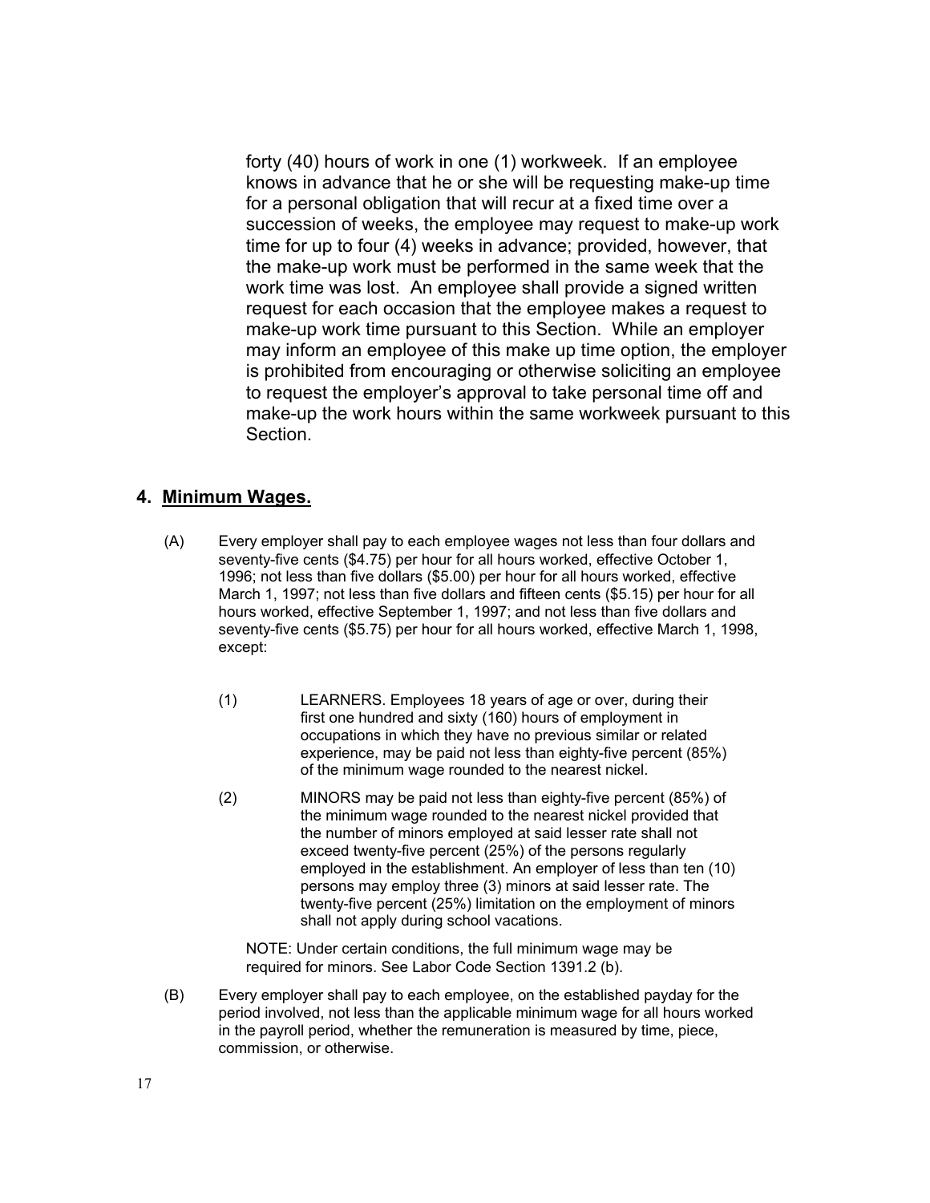forty (40) hours of work in one (1) workweek. If an employee knows in advance that he or she will be requesting make-up time for a personal obligation that will recur at a fixed time over a succession of weeks, the employee may request to make-up work time for up to four (4) weeks in advance; provided, however, that the make-up work must be performed in the same week that the work time was lost. An employee shall provide a signed written request for each occasion that the employee makes a request to make-up work time pursuant to this Section. While an employer may inform an employee of this make up time option, the employer is prohibited from encouraging or otherwise soliciting an employee to request the employer's approval to take personal time off and make-up the work hours within the same workweek pursuant to this Section.

## 4. Minimum Wages.

(A) Every employer shall pay to each employee wages not less than four dollars and seventy-five cents ($4.75) per hour for all hours worked, effective October 1, 1996; not less than five dollars ($5.00) per hour for all hours worked, effective March 1, 1997; not less than five dollars and fifteen cents ($5.15) per hour for all hours worked, effective September 1, 1997; and not less than five dollars and seventy-five cents ($5.75) per hour for all hours worked, effective March 1, 1998, except:

(1) LEARNERS. Employees 18 years of age or over, during their first one hundred and sixty (160) hours of employment in occupations in which they have no previous similar or related experience, may be paid not less than eighty-five percent (85%) of the minimum wage rounded to the nearest nickel.

(2) MINORS may be paid not less than eighty-five percent (85%) of the minimum wage rounded to the nearest nickel provided that the number of minors employed at said lesser rate shall not exceed twenty-five percent (25%) of the persons regularly employed in the establishment. An employer of less than ten (10) persons may employ three (3) minors at said lesser rate. The twenty-five percent (25%) limitation on the employment of minors shall not apply during school vacations.

NOTE: Under certain conditions, the full minimum wage may be required for minors. See Labor Code Section 1391.2 (b).

(B) Every employer shall pay to each employee, on the established payday for the period involved, not less than the applicable minimum wage for all hours worked in the payroll period, whether the remuneration is measured by time, piece, commission, or otherwise.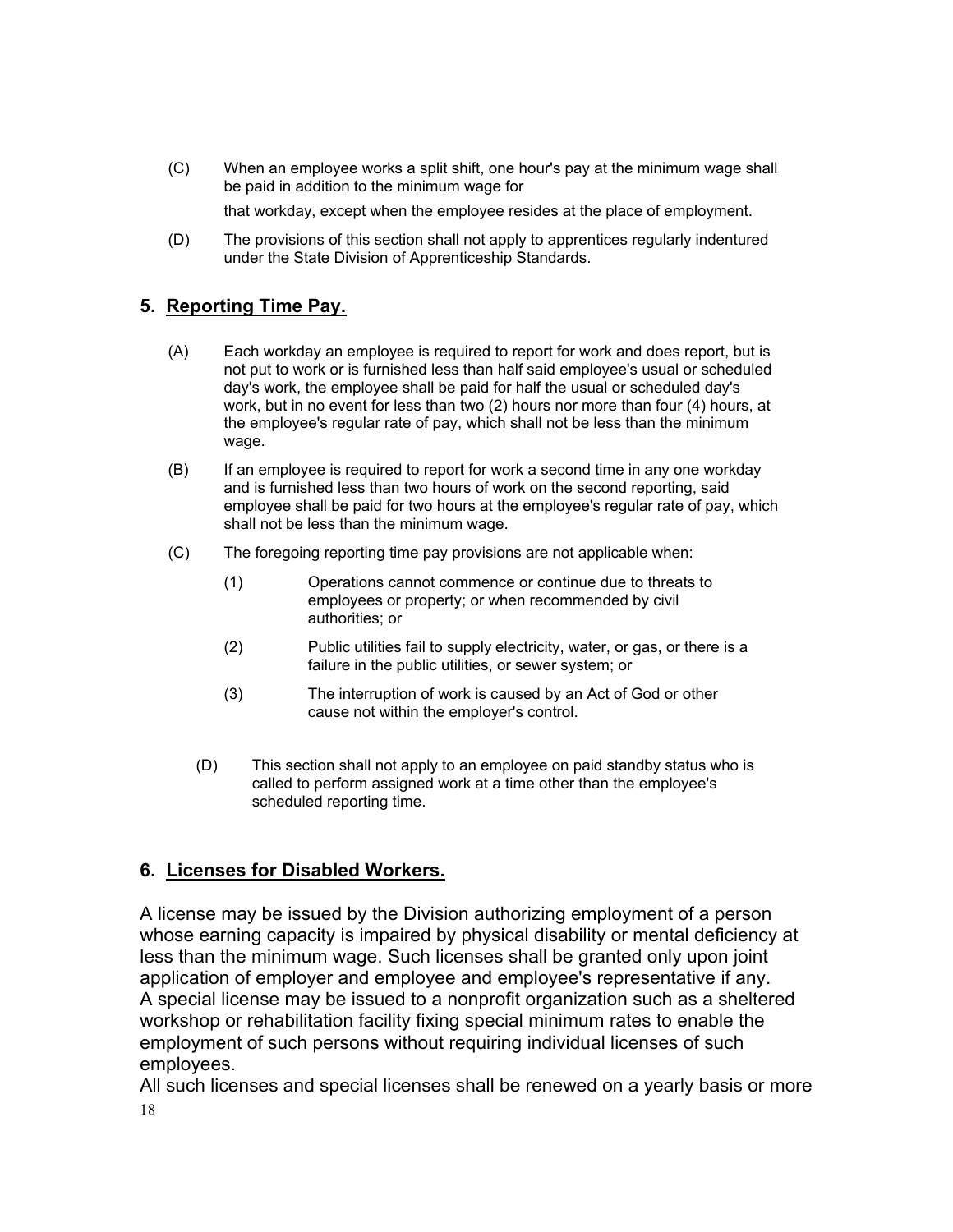(C) When an employee works a split shift, one hour's pay at the minimum wage shall be paid in addition to the minimum wage for that workday, except when the employee resides at the place of employment.

(D) The provisions of this section shall not apply to apprentices regularly indentured under the State Division of Apprenticeship Standards.

## 5. Reporting Time Pay.

(A) Each workday an employee is required to report for work and does report, but is not put to work or is furnished less than half said employee's usual or scheduled day's work, the employee shall be paid for half the usual or scheduled day's work, but in no event for less than two (2) hours nor more than four (4) hours, at the employee's regular rate of pay, which shall not be less than the minimum wage.

(B) If an employee is required to report for work a second time in any one workday and is furnished less than two hours of work on the second reporting, said employee shall be paid for two hours at the employee's regular rate of pay, which shall not be less than the minimum wage.

(C) The foregoing reporting time pay provisions are not applicable when:

(1) Operations cannot commence or continue due to threats to employees or property; or when recommended by civil authorities; or

(2) Public utilities fail to supply electricity, water, or gas, or there is a failure in the public utilities, or sewer system; or

(3) The interruption of work is caused by an Act of God or other cause not within the employer's control.

(D) This section shall not apply to an employee on paid standby status who is called to perform assigned work at a time other than the employee's scheduled reporting time.

## 6. Licenses for Disabled Workers.

A license may be issued by the Division authorizing employment of a person whose earning capacity is impaired by physical disability or mental deficiency at less than the minimum wage. Such licenses shall be granted only upon joint application of employer and employee and employee's representative if any.
A special license may be issued to a nonprofit organization such as a sheltered workshop or rehabilitation facility fixing special minimum rates to enable the employment of such persons without requiring individual licenses of such employees.
All such licenses and special licenses shall be renewed on a yearly basis or more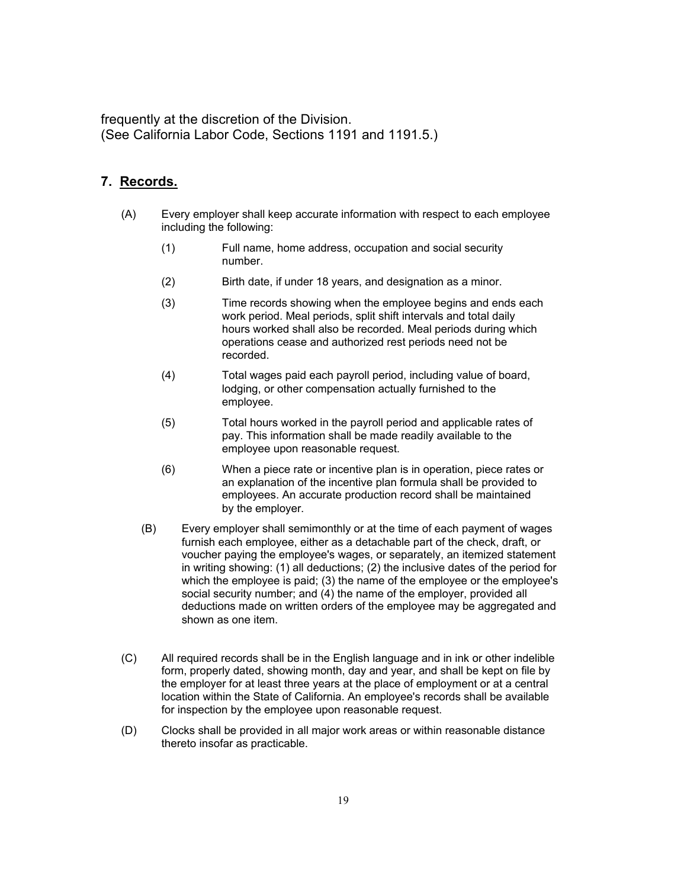frequently at the discretion of the Division.
(See California Labor Code, Sections 1191 and 1191.5.)

## 7. Records.

(A) Every employer shall keep accurate information with respect to each employee including the following:

(1) Full name, home address, occupation and social security number.

(2) Birth date, if under 18 years, and designation as a minor.

(3) Time records showing when the employee begins and ends each work period. Meal periods, split shift intervals and total daily hours worked shall also be recorded. Meal periods during which operations cease and authorized rest periods need not be recorded.

(4) Total wages paid each payroll period, including value of board, lodging, or other compensation actually furnished to the employee.

(5) Total hours worked in the payroll period and applicable rates of pay. This information shall be made readily available to the employee upon reasonable request.

(6) When a piece rate or incentive plan is in operation, piece rates or an explanation of the incentive plan formula shall be provided to employees. An accurate production record shall be maintained by the employer.

(B) Every employer shall semimonthly or at the time of each payment of wages furnish each employee, either as a detachable part of the check, draft, or voucher paying the employee's wages, or separately, an itemized statement in writing showing: (1) all deductions; (2) the inclusive dates of the period for which the employee is paid; (3) the name of the employee or the employee's social security number; and (4) the name of the employer, provided all deductions made on written orders of the employee may be aggregated and shown as one item.

(C) All required records shall be in the English language and in ink or other indelible form, properly dated, showing month, day and year, and shall be kept on file by the employer for at least three years at the place of employment or at a central location within the State of California. An employee's records shall be available for inspection by the employee upon reasonable request.

(D) Clocks shall be provided in all major work areas or within reasonable distance thereto insofar as practicable.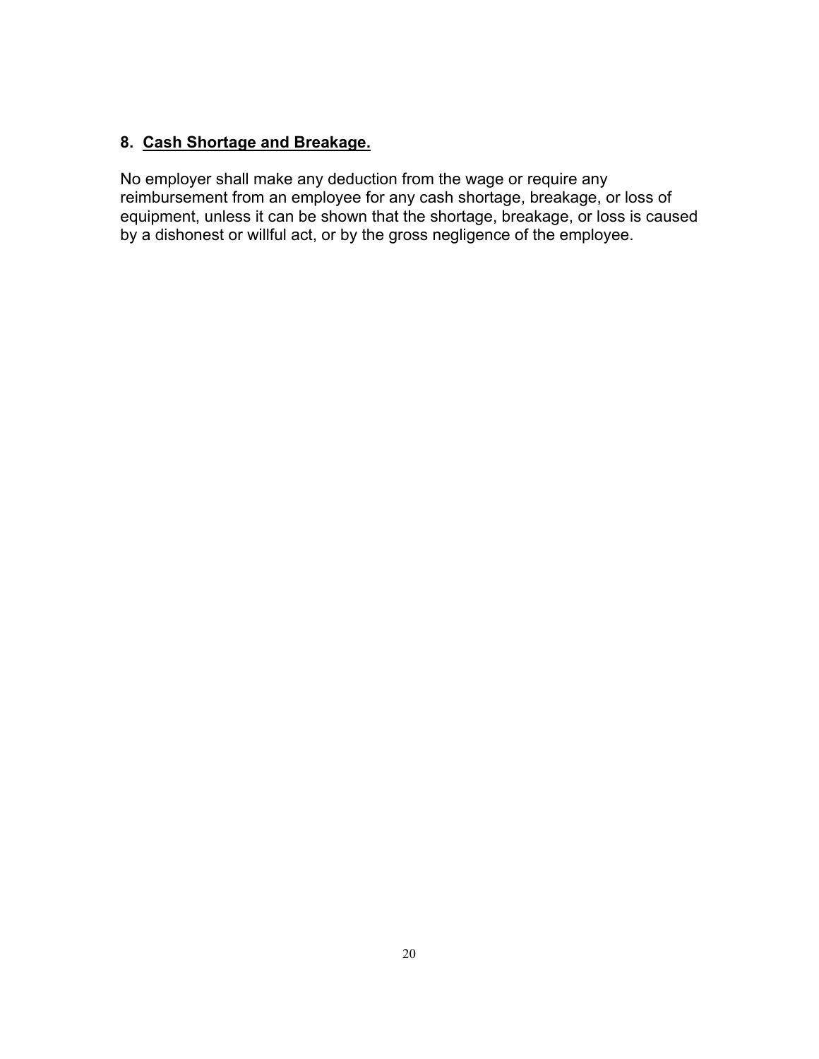## 8. <u>Cash Shortage and Breakage.</u>

No employer shall make any deduction from the wage or require any reimbursement from an employee for any cash shortage, breakage, or loss of equipment, unless it can be shown that the shortage, breakage, or loss is caused by a dishonest or willful act, or by the gross negligence of the employee.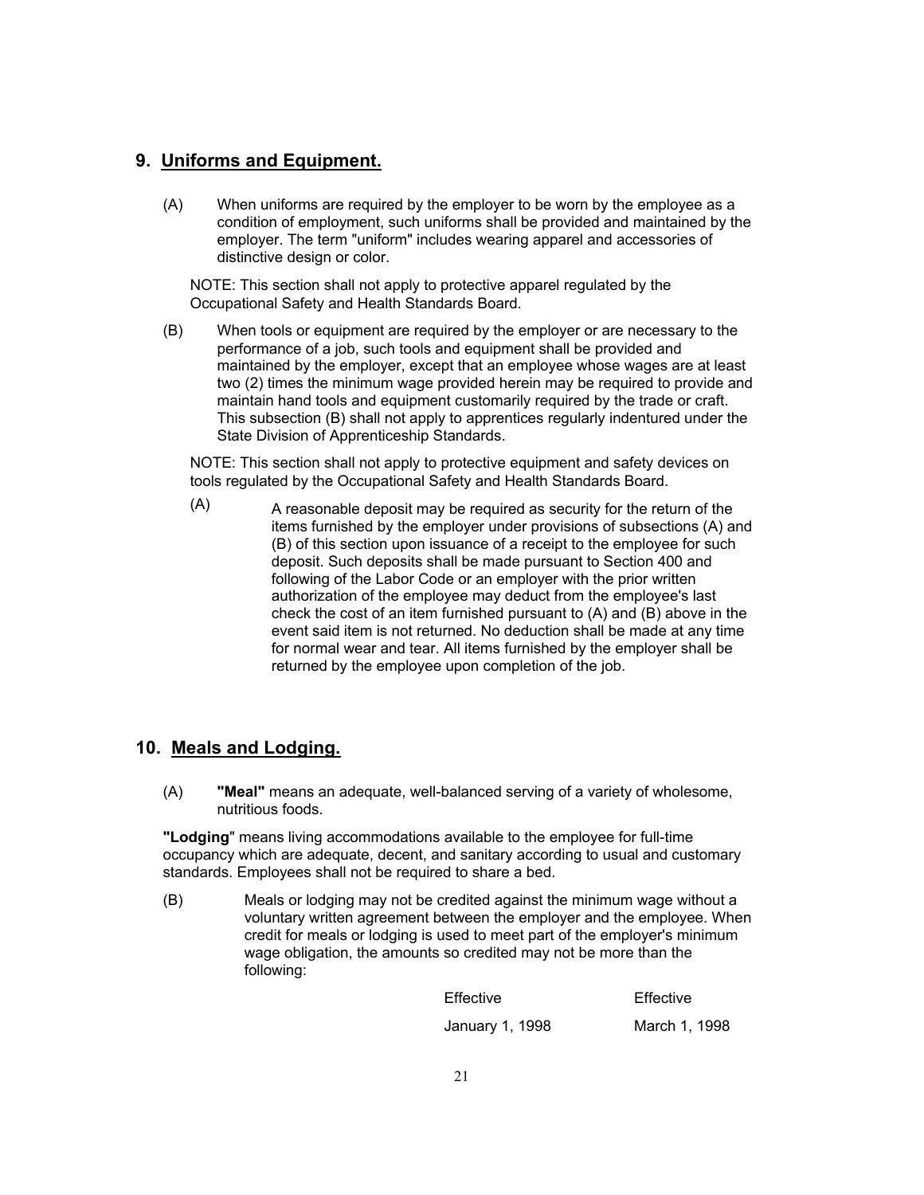## 9. Uniforms and Equipment.

(A) When uniforms are required by the employer to be worn by the employee as a condition of employment, such uniforms shall be provided and maintained by the employer. The term "uniform" includes wearing apparel and accessories of distinctive design or color.

NOTE: This section shall not apply to protective apparel regulated by the Occupational Safety and Health Standards Board.

(B) When tools or equipment are required by the employer or are necessary to the performance of a job, such tools and equipment shall be provided and maintained by the employer, except that an employee whose wages are at least two (2) times the minimum wage provided herein may be required to provide and maintain hand tools and equipment customarily required by the trade or craft. This subsection (B) shall not apply to apprentices regularly indentured under the State Division of Apprenticeship Standards.

NOTE: This section shall not apply to protective equipment and safety devices on tools regulated by the Occupational Safety and Health Standards Board.

(A) A reasonable deposit may be required as security for the return of the items furnished by the employer under provisions of subsections (A) and (B) of this section upon issuance of a receipt to the employee for such deposit. Such deposits shall be made pursuant to Section 400 and following of the Labor Code or an employer with the prior written authorization of the employee may deduct from the employee's last check the cost of an item furnished pursuant to (A) and (B) above in the event said item is not returned. No deduction shall be made at any time for normal wear and tear. All items furnished by the employer shall be returned by the employee upon completion of the job.

## 10. Meals and Lodging.

(A) **"Meal"** means an adequate, well-balanced serving of a variety of wholesome, nutritious foods.

**"Lodging"** means living accommodations available to the employee for full-time occupancy which are adequate, decent, and sanitary according to usual and customary standards. Employees shall not be required to share a bed.

(B) Meals or lodging may not be credited against the minimum wage without a voluntary written agreement between the employer and the employee. When credit for meals or lodging is used to meet part of the employer's minimum wage obligation, the amounts so credited may not be more than the following:

| | Effective | Effective |
|---|---|---|
| | January 1, 1998 | March 1, 1998 |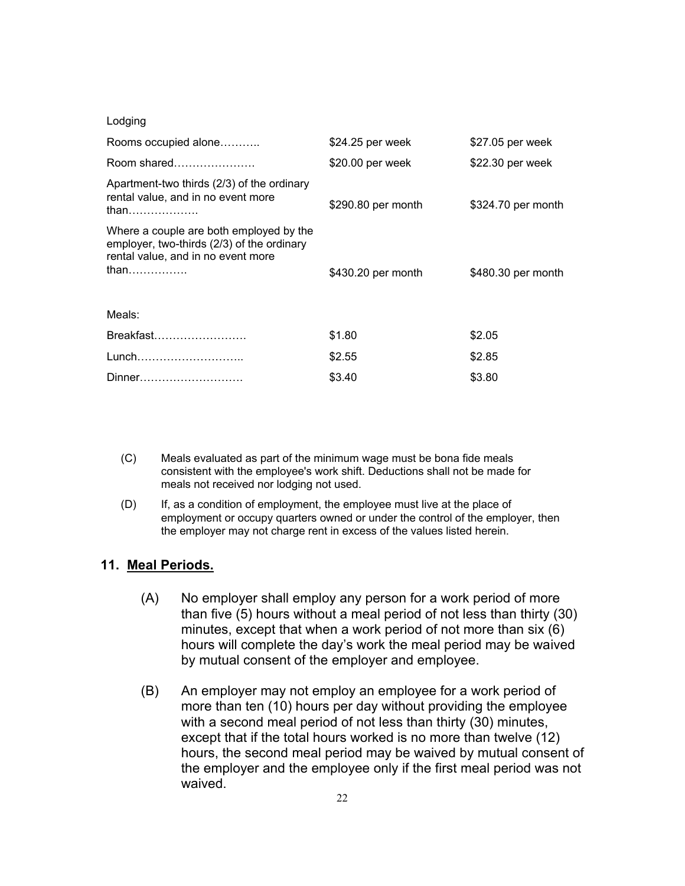| | | |
|---|---|---|
| Lodging | | |
| Rooms occupied alone……….. | $24.25 per week | $27.05 per week |
| Room shared…………………. | $20.00 per week | $22.30 per week |
| Apartment-two thirds (2/3) of the ordinary rental value, and in no event more than………………. | $290.80 per month | $324.70 per month |
| Where a couple are both employed by the employer, two-thirds (2/3) of the ordinary rental value, and in no event more than……………. | $430.20 per month | $480.30 per month |
| Meals: | | |
| Breakfast……………………. | $1.80 | $2.05 |
| Lunch……………………….. | $2.55 | $2.85 |
| Dinner………………………. | $3.40 | $3.80 |

(C) Meals evaluated as part of the minimum wage must be bona fide meals consistent with the employee's work shift. Deductions shall not be made for meals not received nor lodging not used.

(D) If, as a condition of employment, the employee must live at the place of employment or occupy quarters owned or under the control of the employer, then the employer may not charge rent in excess of the values listed herein.

## 11. Meal Periods.

(A) No employer shall employ any person for a work period of more than five (5) hours without a meal period of not less than thirty (30) minutes, except that when a work period of not more than six (6) hours will complete the day's work the meal period may be waived by mutual consent of the employer and employee.

(B) An employer may not employ an employee for a work period of more than ten (10) hours per day without providing the employee with a second meal period of not less than thirty (30) minutes, except that if the total hours worked is no more than twelve (12) hours, the second meal period may be waived by mutual consent of the employer and the employee only if the first meal period was not waived.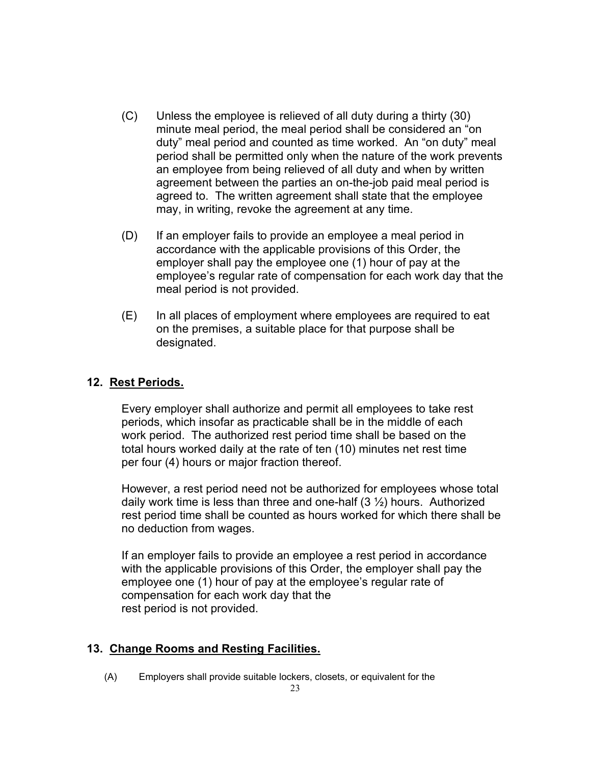(C) Unless the employee is relieved of all duty during a thirty (30) minute meal period, the meal period shall be considered an "on duty" meal period and counted as time worked. An "on duty" meal period shall be permitted only when the nature of the work prevents an employee from being relieved of all duty and when by written agreement between the parties an on-the-job paid meal period is agreed to. The written agreement shall state that the employee may, in writing, revoke the agreement at any time.

(D) If an employer fails to provide an employee a meal period in accordance with the applicable provisions of this Order, the employer shall pay the employee one (1) hour of pay at the employee's regular rate of compensation for each work day that the meal period is not provided.

(E) In all places of employment where employees are required to eat on the premises, a suitable place for that purpose shall be designated.

## 12. Rest Periods.

Every employer shall authorize and permit all employees to take rest periods, which insofar as practicable shall be in the middle of each work period. The authorized rest period time shall be based on the total hours worked daily at the rate of ten (10) minutes net rest time per four (4) hours or major fraction thereof.

However, a rest period need not be authorized for employees whose total daily work time is less than three and one-half (3 ½) hours. Authorized rest period time shall be counted as hours worked for which there shall be no deduction from wages.

If an employer fails to provide an employee a rest period in accordance with the applicable provisions of this Order, the employer shall pay the employee one (1) hour of pay at the employee's regular rate of compensation for each work day that the rest period is not provided.

## 13. Change Rooms and Resting Facilities.

(A) Employers shall provide suitable lockers, closets, or equivalent for the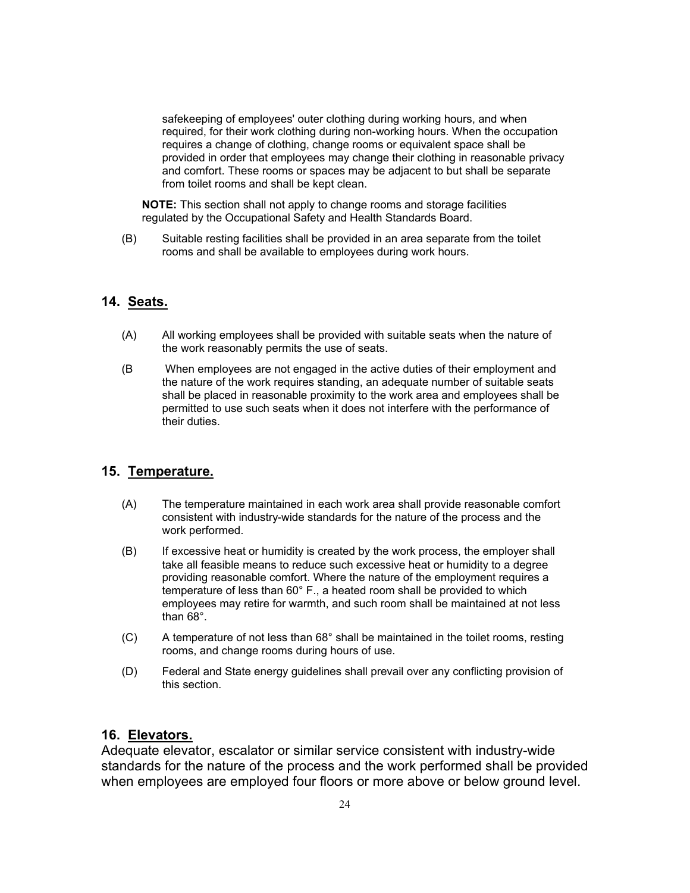safekeeping of employees' outer clothing during working hours, and when required, for their work clothing during non-working hours. When the occupation requires a change of clothing, change rooms or equivalent space shall be provided in order that employees may change their clothing in reasonable privacy and comfort. These rooms or spaces may be adjacent to but shall be separate from toilet rooms and shall be kept clean.

**NOTE:** This section shall not apply to change rooms and storage facilities regulated by the Occupational Safety and Health Standards Board.

(B) Suitable resting facilities shall be provided in an area separate from the toilet rooms and shall be available to employees during work hours.

## 14. Seats.

(A) All working employees shall be provided with suitable seats when the nature of the work reasonably permits the use of seats.

(B When employees are not engaged in the active duties of their employment and the nature of the work requires standing, an adequate number of suitable seats shall be placed in reasonable proximity to the work area and employees shall be permitted to use such seats when it does not interfere with the performance of their duties.

## 15. Temperature.

(A) The temperature maintained in each work area shall provide reasonable comfort consistent with industry-wide standards for the nature of the process and the work performed.

(B) If excessive heat or humidity is created by the work process, the employer shall take all feasible means to reduce such excessive heat or humidity to a degree providing reasonable comfort. Where the nature of the employment requires a temperature of less than 60° F., a heated room shall be provided to which employees may retire for warmth, and such room shall be maintained at not less than 68°.

(C) A temperature of not less than 68° shall be maintained in the toilet rooms, resting rooms, and change rooms during hours of use.

(D) Federal and State energy guidelines shall prevail over any conflicting provision of this section.

## 16. Elevators.

Adequate elevator, escalator or similar service consistent with industry-wide standards for the nature of the process and the work performed shall be provided when employees are employed four floors or more above or below ground level.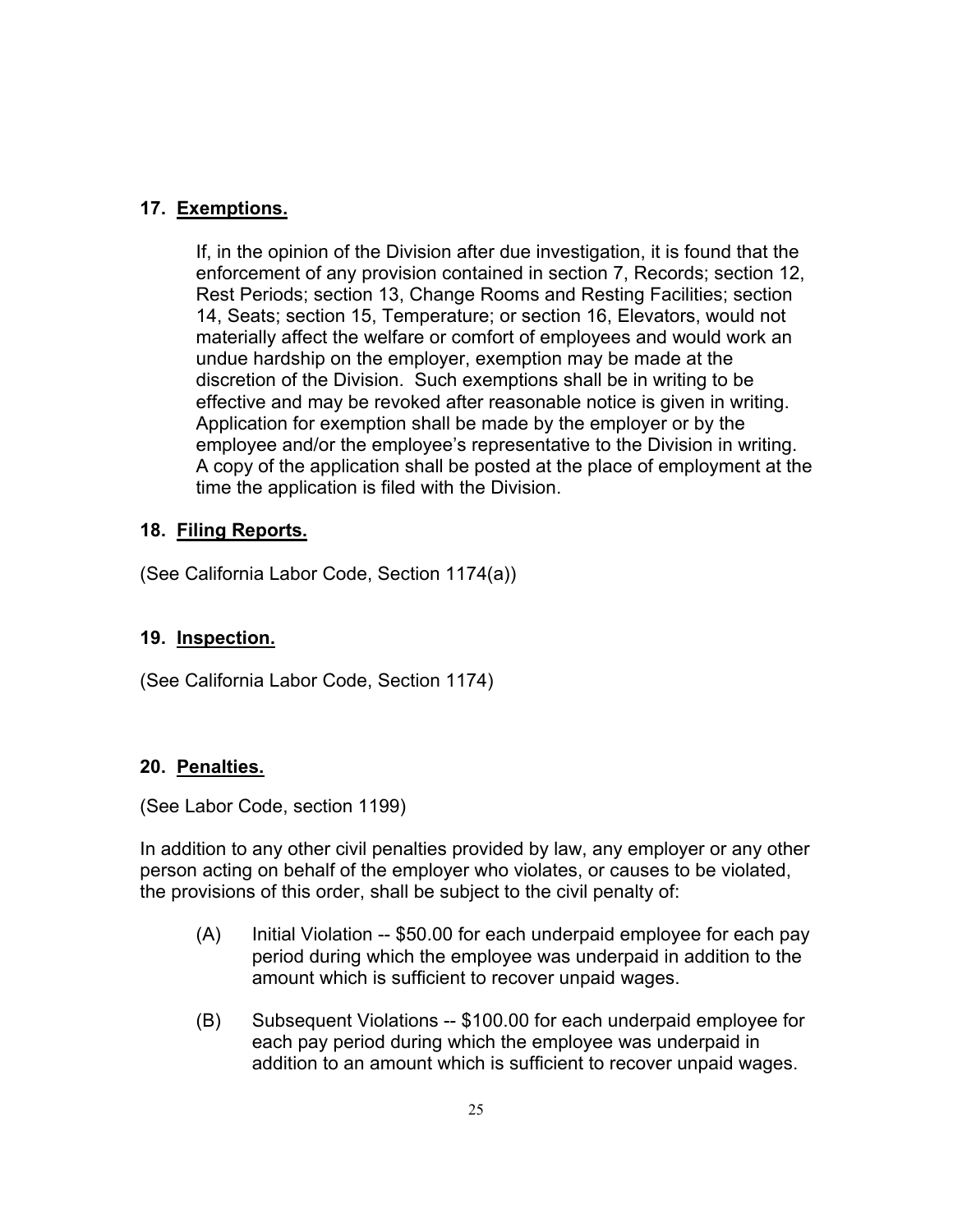## 17. Exemptions.

If, in the opinion of the Division after due investigation, it is found that the enforcement of any provision contained in section 7, Records; section 12, Rest Periods; section 13, Change Rooms and Resting Facilities; section 14, Seats; section 15, Temperature; or section 16, Elevators, would not materially affect the welfare or comfort of employees and would work an undue hardship on the employer, exemption may be made at the discretion of the Division. Such exemptions shall be in writing to be effective and may be revoked after reasonable notice is given in writing. Application for exemption shall be made by the employer or by the employee and/or the employee's representative to the Division in writing. A copy of the application shall be posted at the place of employment at the time the application is filed with the Division.

## 18. Filing Reports.

(See California Labor Code, Section 1174(a))

## 19. Inspection.

(See California Labor Code, Section 1174)

## 20. Penalties.

(See Labor Code, section 1199)

In addition to any other civil penalties provided by law, any employer or any other person acting on behalf of the employer who violates, or causes to be violated, the provisions of this order, shall be subject to the civil penalty of:

(A) Initial Violation -- $50.00 for each underpaid employee for each pay period during which the employee was underpaid in addition to the amount which is sufficient to recover unpaid wages.

(B) Subsequent Violations -- $100.00 for each underpaid employee for each pay period during which the employee was underpaid in addition to an amount which is sufficient to recover unpaid wages.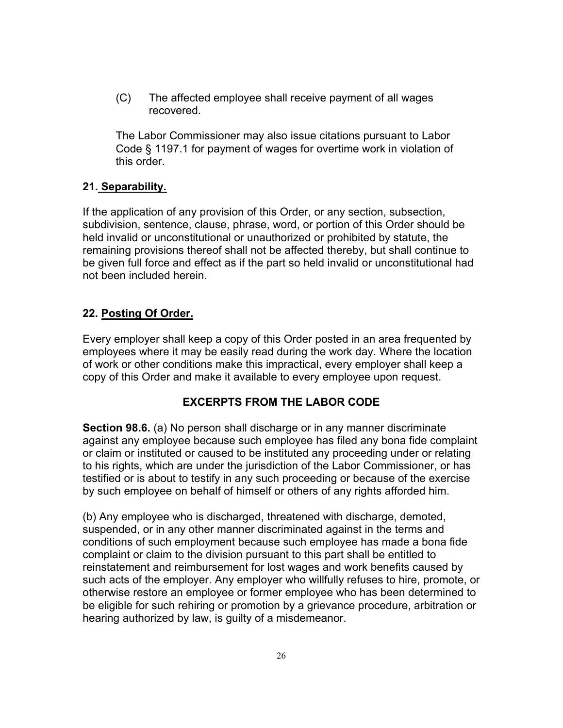(C) The affected employee shall receive payment of all wages recovered.

The Labor Commissioner may also issue citations pursuant to Labor Code § 1197.1 for payment of wages for overtime work in violation of this order.

## 21. Separability.

If the application of any provision of this Order, or any section, subsection, subdivision, sentence, clause, phrase, word, or portion of this Order should be held invalid or unconstitutional or unauthorized or prohibited by statute, the remaining provisions thereof shall not be affected thereby, but shall continue to be given full force and effect as if the part so held invalid or unconstitutional had not been included herein.

## 22. Posting Of Order.

Every employer shall keep a copy of this Order posted in an area frequented by employees where it may be easily read during the work day. Where the location of work or other conditions make this impractical, every employer shall keep a copy of this Order and make it available to every employee upon request.

## EXCERPTS FROM THE LABOR CODE

**Section 98.6.** (a) No person shall discharge or in any manner discriminate against any employee because such employee has filed any bona fide complaint or claim or instituted or caused to be instituted any proceeding under or relating to his rights, which are under the jurisdiction of the Labor Commissioner, or has testified or is about to testify in any such proceeding or because of the exercise by such employee on behalf of himself or others of any rights afforded him.

(b) Any employee who is discharged, threatened with discharge, demoted, suspended, or in any other manner discriminated against in the terms and conditions of such employment because such employee has made a bona fide complaint or claim to the division pursuant to this part shall be entitled to reinstatement and reimbursement for lost wages and work benefits caused by such acts of the employer. Any employer who willfully refuses to hire, promote, or otherwise restore an employee or former employee who has been determined to be eligible for such rehiring or promotion by a grievance procedure, arbitration or hearing authorized by law, is guilty of a misdemeanor.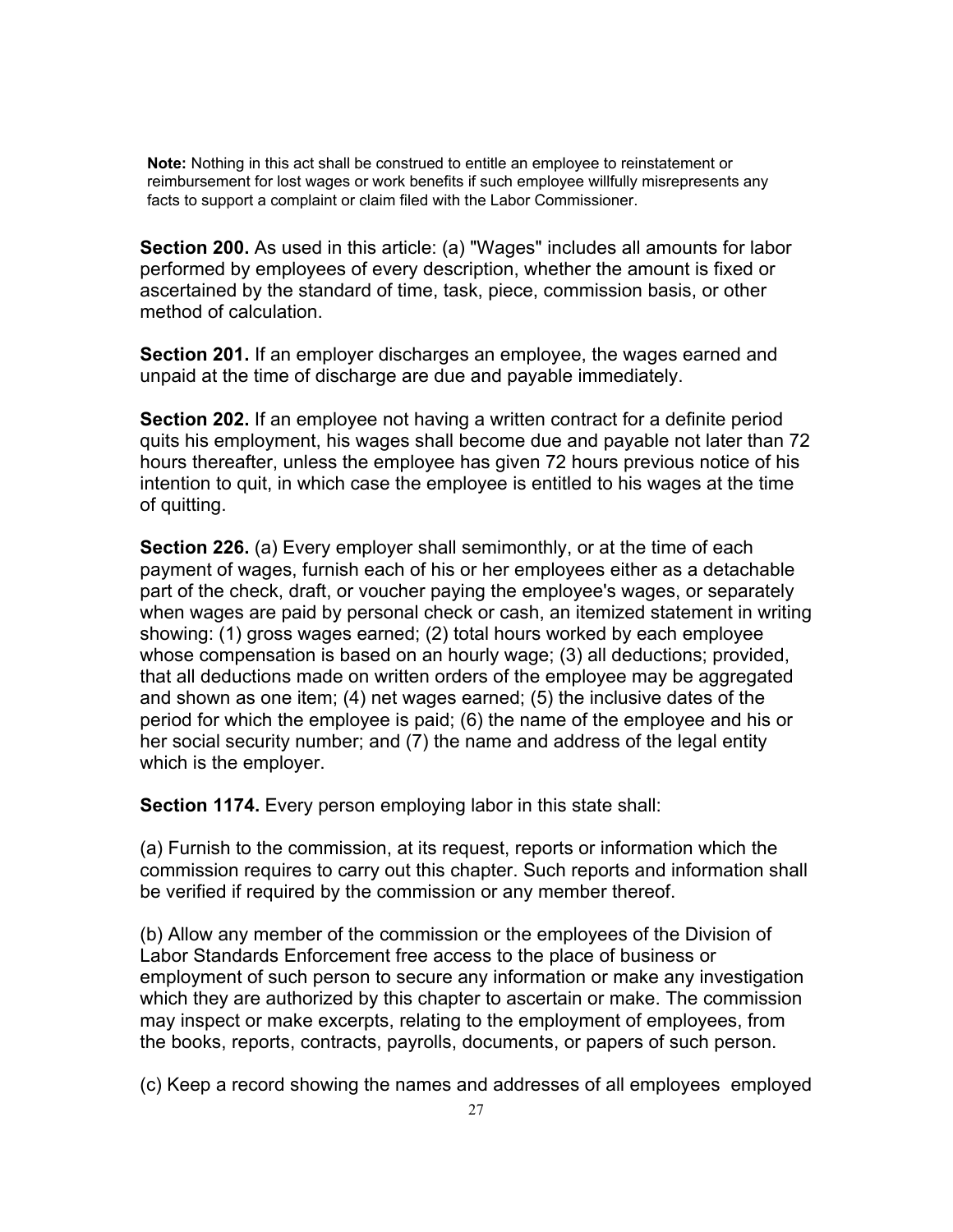**Note:** Nothing in this act shall be construed to entitle an employee to reinstatement or reimbursement for lost wages or work benefits if such employee willfully misrepresents any facts to support a complaint or claim filed with the Labor Commissioner.

**Section 200.** As used in this article: (a) "Wages" includes all amounts for labor performed by employees of every description, whether the amount is fixed or ascertained by the standard of time, task, piece, commission basis, or other method of calculation.

**Section 201.** If an employer discharges an employee, the wages earned and unpaid at the time of discharge are due and payable immediately.

**Section 202.** If an employee not having a written contract for a definite period quits his employment, his wages shall become due and payable not later than 72 hours thereafter, unless the employee has given 72 hours previous notice of his intention to quit, in which case the employee is entitled to his wages at the time of quitting.

**Section 226.** (a) Every employer shall semimonthly, or at the time of each payment of wages, furnish each of his or her employees either as a detachable part of the check, draft, or voucher paying the employee's wages, or separately when wages are paid by personal check or cash, an itemized statement in writing showing: (1) gross wages earned; (2) total hours worked by each employee whose compensation is based on an hourly wage; (3) all deductions; provided, that all deductions made on written orders of the employee may be aggregated and shown as one item; (4) net wages earned; (5) the inclusive dates of the period for which the employee is paid; (6) the name of the employee and his or her social security number; and (7) the name and address of the legal entity which is the employer.

**Section 1174.** Every person employing labor in this state shall:

(a) Furnish to the commission, at its request, reports or information which the commission requires to carry out this chapter. Such reports and information shall be verified if required by the commission or any member thereof.

(b) Allow any member of the commission or the employees of the Division of Labor Standards Enforcement free access to the place of business or employment of such person to secure any information or make any investigation which they are authorized by this chapter to ascertain or make. The commission may inspect or make excerpts, relating to the employment of employees, from the books, reports, contracts, payrolls, documents, or papers of such person.

(c) Keep a record showing the names and addresses of all employees employed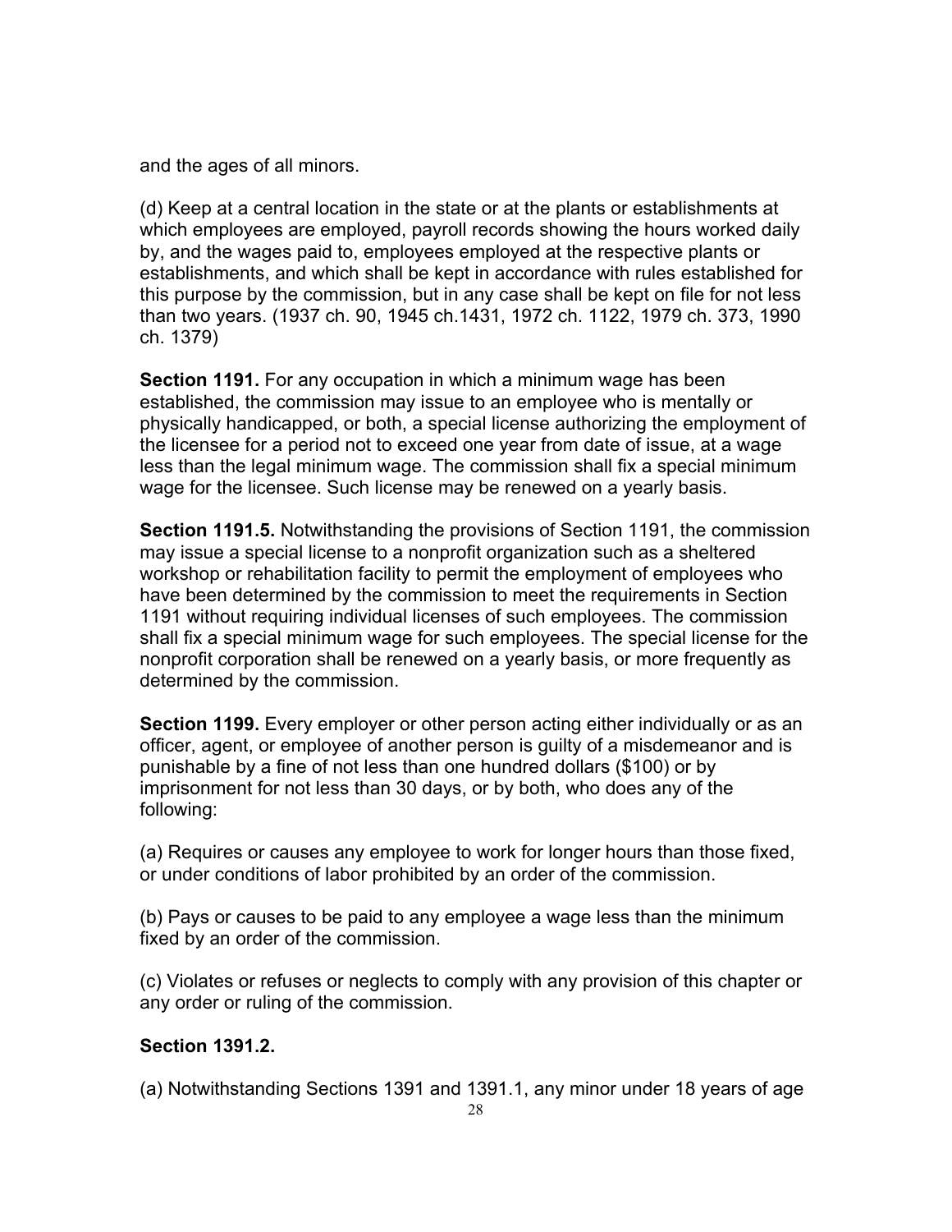and the ages of all minors.

(d) Keep at a central location in the state or at the plants or establishments at which employees are employed, payroll records showing the hours worked daily by, and the wages paid to, employees employed at the respective plants or establishments, and which shall be kept in accordance with rules established for this purpose by the commission, but in any case shall be kept on file for not less than two years. (1937 ch. 90, 1945 ch.1431, 1972 ch. 1122, 1979 ch. 373, 1990 ch. 1379)

**Section 1191.** For any occupation in which a minimum wage has been established, the commission may issue to an employee who is mentally or physically handicapped, or both, a special license authorizing the employment of the licensee for a period not to exceed one year from date of issue, at a wage less than the legal minimum wage. The commission shall fix a special minimum wage for the licensee. Such license may be renewed on a yearly basis.

**Section 1191.5.** Notwithstanding the provisions of Section 1191, the commission may issue a special license to a nonprofit organization such as a sheltered workshop or rehabilitation facility to permit the employment of employees who have been determined by the commission to meet the requirements in Section 1191 without requiring individual licenses of such employees. The commission shall fix a special minimum wage for such employees. The special license for the nonprofit corporation shall be renewed on a yearly basis, or more frequently as determined by the commission.

**Section 1199.** Every employer or other person acting either individually or as an officer, agent, or employee of another person is guilty of a misdemeanor and is punishable by a fine of not less than one hundred dollars ($100) or by imprisonment for not less than 30 days, or by both, who does any of the following:

(a) Requires or causes any employee to work for longer hours than those fixed, or under conditions of labor prohibited by an order of the commission.

(b) Pays or causes to be paid to any employee a wage less than the minimum fixed by an order of the commission.

(c) Violates or refuses or neglects to comply with any provision of this chapter or any order or ruling of the commission.

**Section 1391.2.**

(a) Notwithstanding Sections 1391 and 1391.1, any minor under 18 years of age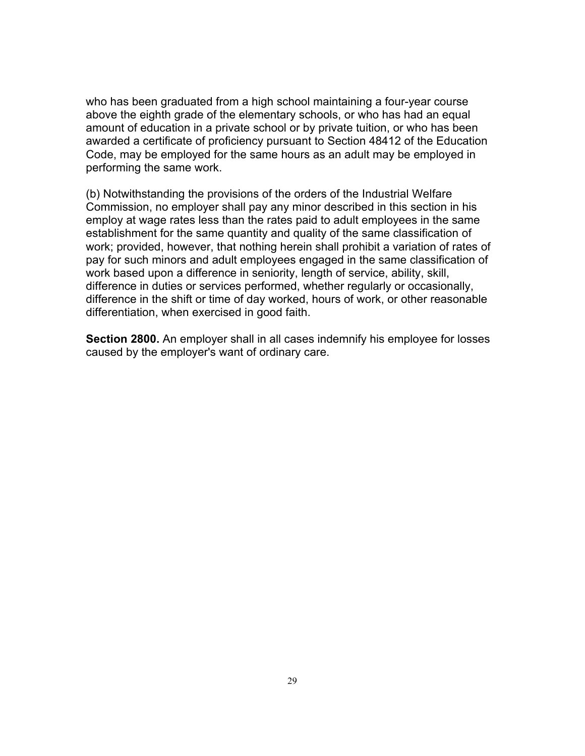who has been graduated from a high school maintaining a four-year course above the eighth grade of the elementary schools, or who has had an equal amount of education in a private school or by private tuition, or who has been awarded a certificate of proficiency pursuant to Section 48412 of the Education Code, may be employed for the same hours as an adult may be employed in performing the same work.

(b) Notwithstanding the provisions of the orders of the Industrial Welfare Commission, no employer shall pay any minor described in this section in his employ at wage rates less than the rates paid to adult employees in the same establishment for the same quantity and quality of the same classification of work; provided, however, that nothing herein shall prohibit a variation of rates of pay for such minors and adult employees engaged in the same classification of work based upon a difference in seniority, length of service, ability, skill, difference in duties or services performed, whether regularly or occasionally, difference in the shift or time of day worked, hours of work, or other reasonable differentiation, when exercised in good faith.

**Section 2800.** An employer shall in all cases indemnify his employee for losses caused by the employer's want of ordinary care.